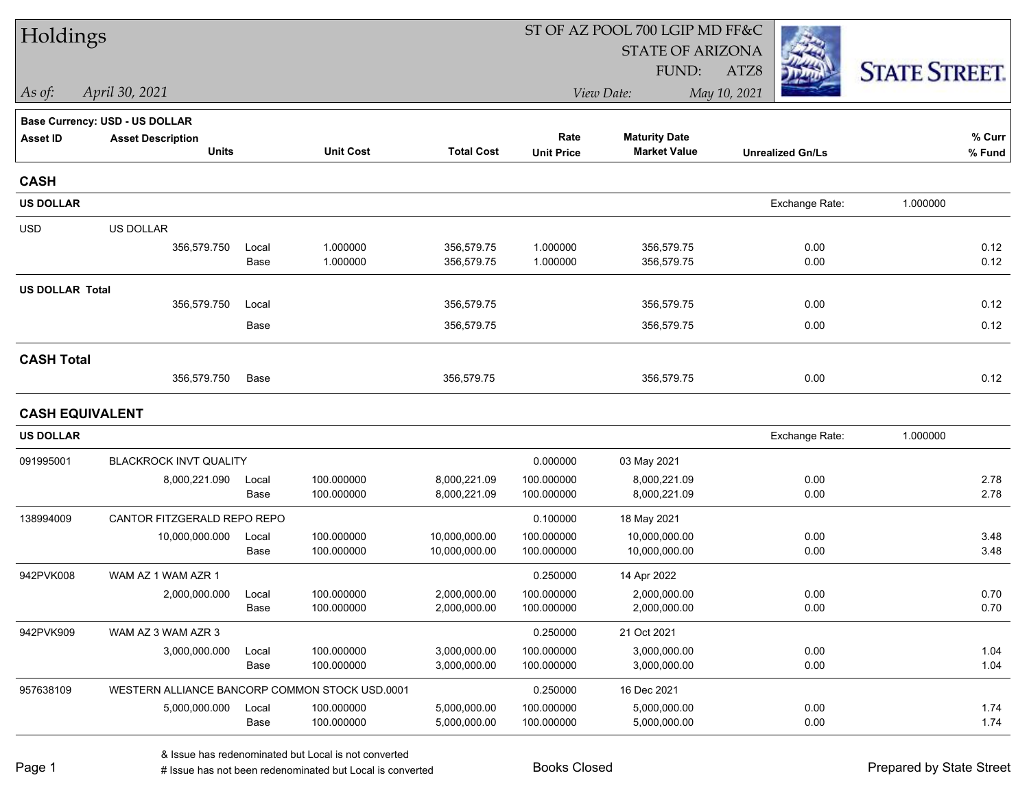# Holdings

ST OF AZ POOL 700 LGIP MD FF&C
STATE OF ARIZONA
FUND: ATZ8

*As of:* *April 30, 2021*

*View Date:* *May 10, 2021*

STATE STREET.

**Base Currency: USD - US DOLLAR**

| Asset ID | Asset Description Units | | Unit Cost | Total Cost | Rate Unit Price | Maturity Date Market Value | Unrealized Gn/Ls | % Curr % Fund |
|---|---|---|---|---|---|---|---|---|
| **CASH** | | | | | | | | |
| **US DOLLAR** | | | | | | | Exchange Rate: 1.000000 | |
| USD | US DOLLAR | | | | | | | |
| | 356,579.750 | Local | 1.000000 | 356,579.75 | 1.000000 | 356,579.75 | 0.00 | 0.12 |
| | | Base | 1.000000 | 356,579.75 | 1.000000 | 356,579.75 | 0.00 | 0.12 |
| **US DOLLAR Total** | | | | | | | | |
| | 356,579.750 | Local | | 356,579.75 | | 356,579.75 | 0.00 | 0.12 |
| | | Base | | 356,579.75 | | 356,579.75 | 0.00 | 0.12 |
| **CASH Total** | | | | | | | | |
| | 356,579.750 | Base | | 356,579.75 | | 356,579.75 | 0.00 | 0.12 |
| **CASH EQUIVALENT** | | | | | | | | |
| **US DOLLAR** | | | | | | | Exchange Rate: 1.000000 | |
| 091995001 | BLACKROCK INVT QUALITY | | | | 0.000000 | 03 May 2021 | | |
| | 8,000,221.090 | Local | 100.000000 | 8,000,221.09 | 100.000000 | 8,000,221.09 | 0.00 | 2.78 |
| | | Base | 100.000000 | 8,000,221.09 | 100.000000 | 8,000,221.09 | 0.00 | 2.78 |
| 138994009 | CANTOR FITZGERALD REPO REPO | | | | 0.100000 | 18 May 2021 | | |
| | 10,000,000.000 | Local | 100.000000 | 10,000,000.00 | 100.000000 | 10,000,000.00 | 0.00 | 3.48 |
| | | Base | 100.000000 | 10,000,000.00 | 100.000000 | 10,000,000.00 | 0.00 | 3.48 |
| 942PVK008 | WAM AZ 1 WAM AZR 1 | | | | 0.250000 | 14 Apr 2022 | | |
| | 2,000,000.000 | Local | 100.000000 | 2,000,000.00 | 100.000000 | 2,000,000.00 | 0.00 | 0.70 |
| | | Base | 100.000000 | 2,000,000.00 | 100.000000 | 2,000,000.00 | 0.00 | 0.70 |
| 942PVK909 | WAM AZ 3 WAM AZR 3 | | | | 0.250000 | 21 Oct 2021 | | |
| | 3,000,000.000 | Local | 100.000000 | 3,000,000.00 | 100.000000 | 3,000,000.00 | 0.00 | 1.04 |
| | | Base | 100.000000 | 3,000,000.00 | 100.000000 | 3,000,000.00 | 0.00 | 1.04 |
| 957638109 | WESTERN ALLIANCE BANCORP COMMON STOCK USD.0001 | | | | 0.250000 | 16 Dec 2021 | | |
| | 5,000,000.000 | Local | 100.000000 | 5,000,000.00 | 100.000000 | 5,000,000.00 | 0.00 | 1.74 |
| | | Base | 100.000000 | 5,000,000.00 | 100.000000 | 5,000,000.00 | 0.00 | 1.74 |

& Issue has redenominated but Local is not converted
# Issue has not been redenominated but Local is converted

Books Closed

Prepared by State Street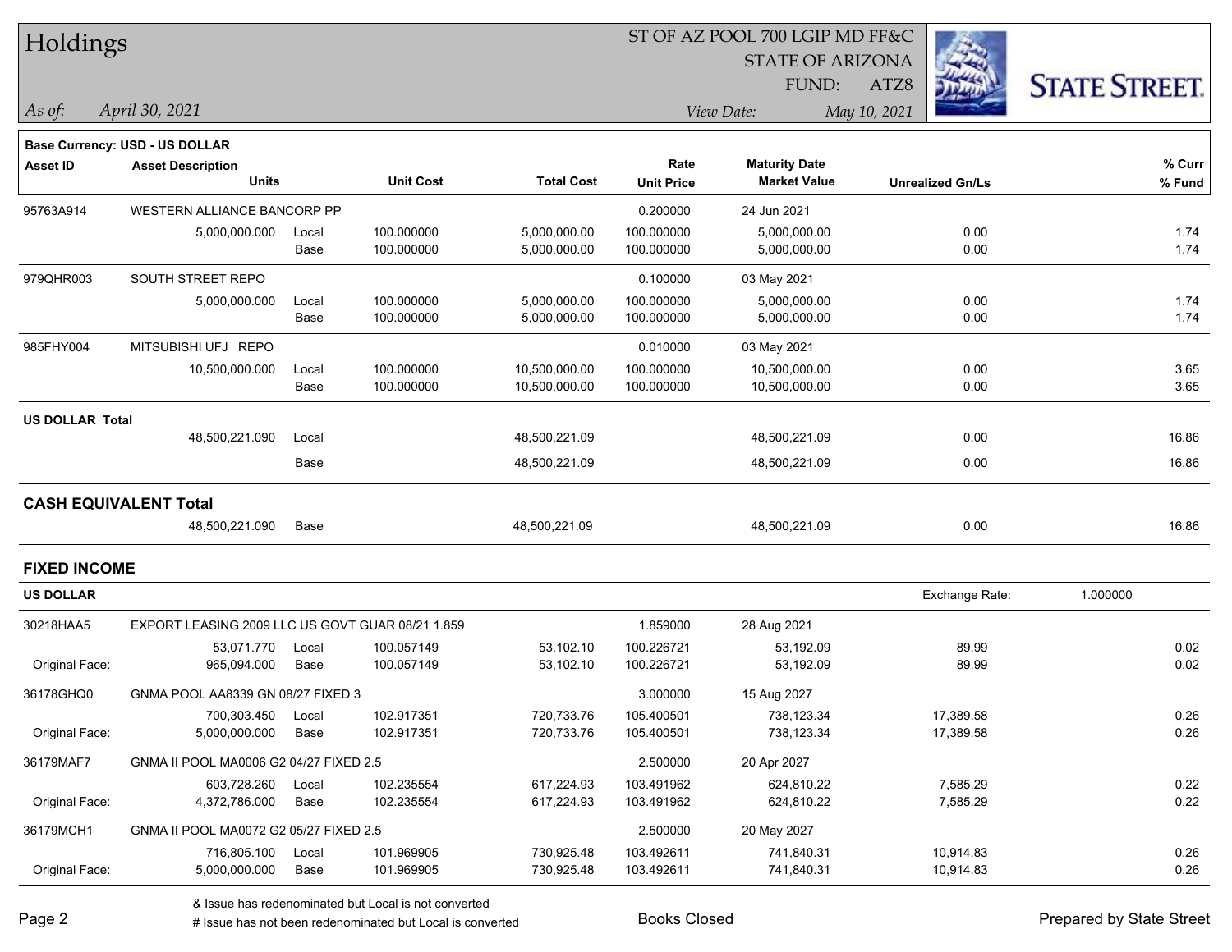# Holdings

ST OF AZ POOL 700 LGIP MD FF&C
STATE OF ARIZONA
FUND: ATZ8

*As of:* *April 30, 2021*

*View Date:* *May 10, 2021*

**Base Currency: USD - US DOLLAR**

| Asset ID | Asset Description / Units | | Unit Cost | Total Cost | Rate / Unit Price | Maturity Date / Market Value | Unrealized Gn/Ls | % Curr / % Fund |
|---|---|---|---|---|---|---|---|---|
| 95763A914 | WESTERN ALLIANCE BANCORP PP | | | | 0.200000 | 24 Jun 2021 | | |
| | 5,000,000.000 | Local | 100.000000 | 5,000,000.00 | 100.000000 | 5,000,000.00 | 0.00 | 1.74 |
| | | Base | 100.000000 | 5,000,000.00 | 100.000000 | 5,000,000.00 | 0.00 | 1.74 |
| 979QHR003 | SOUTH STREET REPO | | | | 0.100000 | 03 May 2021 | | |
| | 5,000,000.000 | Local | 100.000000 | 5,000,000.00 | 100.000000 | 5,000,000.00 | 0.00 | 1.74 |
| | | Base | 100.000000 | 5,000,000.00 | 100.000000 | 5,000,000.00 | 0.00 | 1.74 |
| 985FHY004 | MITSUBISHI UFJ REPO | | | | 0.010000 | 03 May 2021 | | |
| | 10,500,000.000 | Local | 100.000000 | 10,500,000.00 | 100.000000 | 10,500,000.00 | 0.00 | 3.65 |
| | | Base | 100.000000 | 10,500,000.00 | 100.000000 | 10,500,000.00 | 0.00 | 3.65 |
| **US DOLLAR Total** | | | | | | | | |
| | 48,500,221.090 | Local | | 48,500,221.09 | | 48,500,221.09 | 0.00 | 16.86 |
| | | Base | | 48,500,221.09 | | 48,500,221.09 | 0.00 | 16.86 |
| **CASH EQUIVALENT Total** | | | | | | | | |
| | 48,500,221.090 | Base | | 48,500,221.09 | | 48,500,221.09 | 0.00 | 16.86 |

## FIXED INCOME

**US DOLLAR** — Exchange Rate: 1.000000

| Asset ID | Asset Description / Units | | Unit Cost | Total Cost | Rate / Unit Price | Maturity Date / Market Value | Unrealized Gn/Ls | % Curr / % Fund |
|---|---|---|---|---|---|---|---|---|
| 30218HAA5 | EXPORT LEASING 2009 LLC US GOVT GUAR 08/21 1.859 | | | | 1.859000 | 28 Aug 2021 | | |
| | 53,071.770 | Local | 100.057149 | 53,102.10 | 100.226721 | 53,192.09 | 89.99 | 0.02 |
| Original Face: | 965,094.000 | Base | 100.057149 | 53,102.10 | 100.226721 | 53,192.09 | 89.99 | 0.02 |
| 36178GHQ0 | GNMA POOL AA8339 GN 08/27 FIXED 3 | | | | 3.000000 | 15 Aug 2027 | | |
| | 700,303.450 | Local | 102.917351 | 720,733.76 | 105.400501 | 738,123.34 | 17,389.58 | 0.26 |
| Original Face: | 5,000,000.000 | Base | 102.917351 | 720,733.76 | 105.400501 | 738,123.34 | 17,389.58 | 0.26 |
| 36179MAF7 | GNMA II POOL MA0006 G2 04/27 FIXED 2.5 | | | | 2.500000 | 20 Apr 2027 | | |
| | 603,728.260 | Local | 102.235554 | 617,224.93 | 103.491962 | 624,810.22 | 7,585.29 | 0.22 |
| Original Face: | 4,372,786.000 | Base | 102.235554 | 617,224.93 | 103.491962 | 624,810.22 | 7,585.29 | 0.22 |
| 36179MCH1 | GNMA II POOL MA0072 G2 05/27 FIXED 2.5 | | | | 2.500000 | 20 May 2027 | | |
| | 716,805.100 | Local | 101.969905 | 730,925.48 | 103.492611 | 741,840.31 | 10,914.83 | 0.26 |
| Original Face: | 5,000,000.000 | Base | 101.969905 | 730,925.48 | 103.492611 | 741,840.31 | 10,914.83 | 0.26 |

& Issue has redenominated but Local is not converted
# Issue has not been redenominated but Local is converted

Books Closed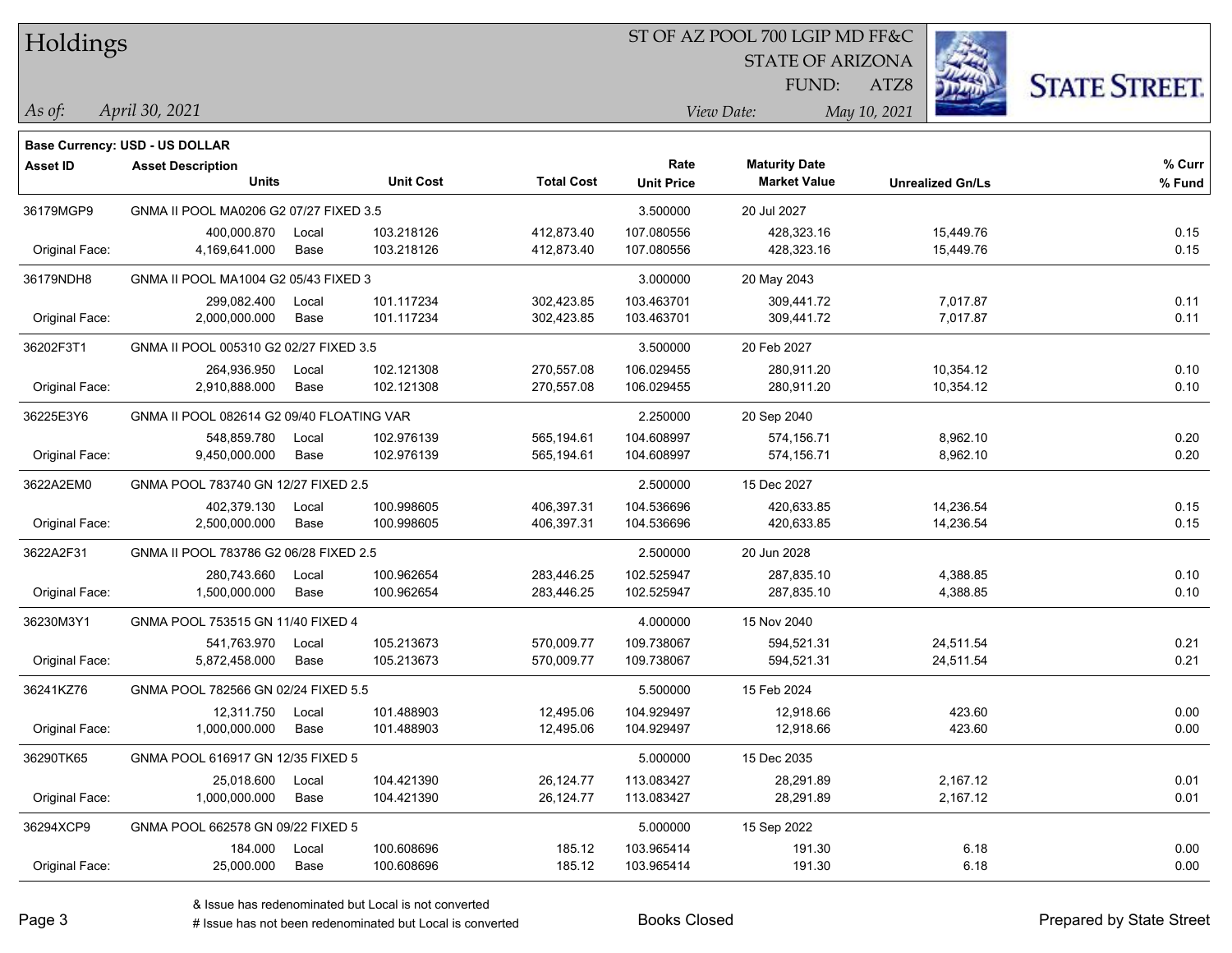# Holdings

ST OF AZ POOL 700 LGIP MD FF&C
STATE OF ARIZONA
FUND: ATZ8

*As of:* *April 30, 2021*

*View Date:* *May 10, 2021*

**Base Currency: USD - US DOLLAR**

| Asset ID | Asset Description / Units | | Unit Cost | Total Cost | Rate / Unit Price | Maturity Date / Market Value | Unrealized Gn/Ls | % Curr / % Fund |
|---|---|---|---|---|---|---|---|---|
| 36179MGP9 | GNMA II POOL MA0206 G2 07/27 FIXED 3.5 | | | | 3.500000 | 20 Jul 2027 | | |
| | 400,000.870 | Local | 103.218126 | 412,873.40 | 107.080556 | 428,323.16 | 15,449.76 | 0.15 |
| Original Face: | 4,169,641.000 | Base | 103.218126 | 412,873.40 | 107.080556 | 428,323.16 | 15,449.76 | 0.15 |
| 36179NDH8 | GNMA II POOL MA1004 G2 05/43 FIXED 3 | | | | 3.000000 | 20 May 2043 | | |
| | 299,082.400 | Local | 101.117234 | 302,423.85 | 103.463701 | 309,441.72 | 7,017.87 | 0.11 |
| Original Face: | 2,000,000.000 | Base | 101.117234 | 302,423.85 | 103.463701 | 309,441.72 | 7,017.87 | 0.11 |
| 36202F3T1 | GNMA II POOL 005310 G2 02/27 FIXED 3.5 | | | | 3.500000 | 20 Feb 2027 | | |
| | 264,936.950 | Local | 102.121308 | 270,557.08 | 106.029455 | 280,911.20 | 10,354.12 | 0.10 |
| Original Face: | 2,910,888.000 | Base | 102.121308 | 270,557.08 | 106.029455 | 280,911.20 | 10,354.12 | 0.10 |
| 36225E3Y6 | GNMA II POOL 082614 G2 09/40 FLOATING VAR | | | | 2.250000 | 20 Sep 2040 | | |
| | 548,859.780 | Local | 102.976139 | 565,194.61 | 104.608997 | 574,156.71 | 8,962.10 | 0.20 |
| Original Face: | 9,450,000.000 | Base | 102.976139 | 565,194.61 | 104.608997 | 574,156.71 | 8,962.10 | 0.20 |
| 3622A2EM0 | GNMA POOL 783740 GN 12/27 FIXED 2.5 | | | | 2.500000 | 15 Dec 2027 | | |
| | 402,379.130 | Local | 100.998605 | 406,397.31 | 104.536696 | 420,633.85 | 14,236.54 | 0.15 |
| Original Face: | 2,500,000.000 | Base | 100.998605 | 406,397.31 | 104.536696 | 420,633.85 | 14,236.54 | 0.15 |
| 3622A2F31 | GNMA II POOL 783786 G2 06/28 FIXED 2.5 | | | | 2.500000 | 20 Jun 2028 | | |
| | 280,743.660 | Local | 100.962654 | 283,446.25 | 102.525947 | 287,835.10 | 4,388.85 | 0.10 |
| Original Face: | 1,500,000.000 | Base | 100.962654 | 283,446.25 | 102.525947 | 287,835.10 | 4,388.85 | 0.10 |
| 36230M3Y1 | GNMA POOL 753515 GN 11/40 FIXED 4 | | | | 4.000000 | 15 Nov 2040 | | |
| | 541,763.970 | Local | 105.213673 | 570,009.77 | 109.738067 | 594,521.31 | 24,511.54 | 0.21 |
| Original Face: | 5,872,458.000 | Base | 105.213673 | 570,009.77 | 109.738067 | 594,521.31 | 24,511.54 | 0.21 |
| 36241KZ76 | GNMA POOL 782566 GN 02/24 FIXED 5.5 | | | | 5.500000 | 15 Feb 2024 | | |
| | 12,311.750 | Local | 101.488903 | 12,495.06 | 104.929497 | 12,918.66 | 423.60 | 0.00 |
| Original Face: | 1,000,000.000 | Base | 101.488903 | 12,495.06 | 104.929497 | 12,918.66 | 423.60 | 0.00 |
| 36290TK65 | GNMA POOL 616917 GN 12/35 FIXED 5 | | | | 5.000000 | 15 Dec 2035 | | |
| | 25,018.600 | Local | 104.421390 | 26,124.77 | 113.083427 | 28,291.89 | 2,167.12 | 0.01 |
| Original Face: | 1,000,000.000 | Base | 104.421390 | 26,124.77 | 113.083427 | 28,291.89 | 2,167.12 | 0.01 |
| 36294XCP9 | GNMA POOL 662578 GN 09/22 FIXED 5 | | | | 5.000000 | 15 Sep 2022 | | |
| | 184.000 | Local | 100.608696 | 185.12 | 103.965414 | 191.30 | 6.18 | 0.00 |
| Original Face: | 25,000.000 | Base | 100.608696 | 185.12 | 103.965414 | 191.30 | 6.18 | 0.00 |

& Issue has redenominated but Local is not converted
# Issue has not been redenominated but Local is converted

Books Closed

Prepared by State Street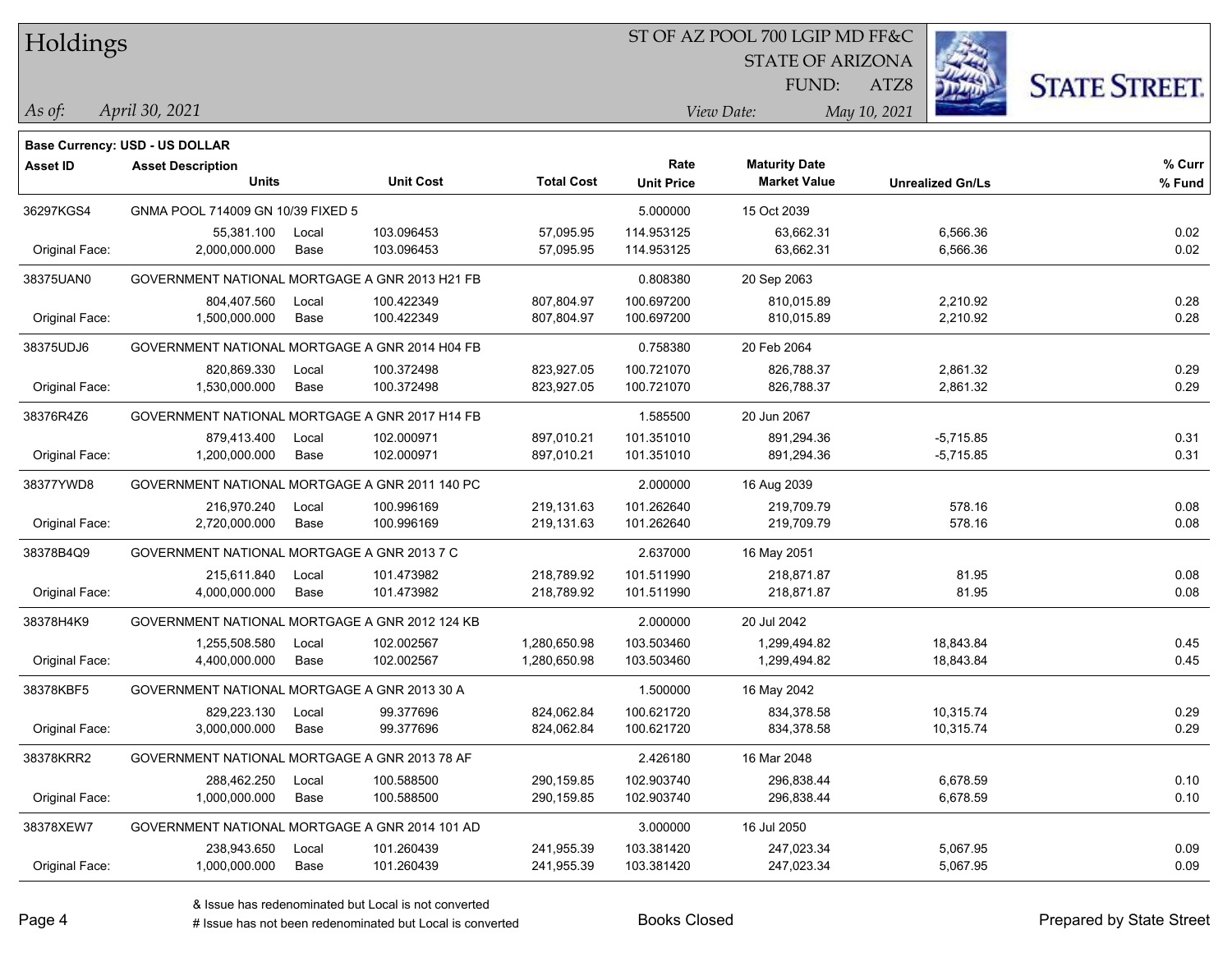# Holdings

ST OF AZ POOL 700 LGIP MD FF&C
STATE OF ARIZONA
FUND: ATZ8

*As of:* *April 30, 2021*
*View Date:* *May 10, 2021*

**Base Currency: USD - US DOLLAR**

| Asset ID | Asset Description / Units | | Unit Cost | Total Cost | Rate / Unit Price | Maturity Date / Market Value | Unrealized Gn/Ls | % Curr / % Fund |
|---|---|---|---|---|---|---|---|---|
| 36297KGS4 | GNMA POOL 714009 GN 10/39 FIXED 5 | | | | 5.000000 | 15 Oct 2039 | | |
| | 55,381.100 | Local | 103.096453 | 57,095.95 | 114.953125 | 63,662.31 | 6,566.36 | 0.02 |
| Original Face: | 2,000,000.000 | Base | 103.096453 | 57,095.95 | 114.953125 | 63,662.31 | 6,566.36 | 0.02 |
| 38375UAN0 | GOVERNMENT NATIONAL MORTGAGE A GNR 2013 H21 FB | | | | 0.808380 | 20 Sep 2063 | | |
| | 804,407.560 | Local | 100.422349 | 807,804.97 | 100.697200 | 810,015.89 | 2,210.92 | 0.28 |
| Original Face: | 1,500,000.000 | Base | 100.422349 | 807,804.97 | 100.697200 | 810,015.89 | 2,210.92 | 0.28 |
| 38375UDJ6 | GOVERNMENT NATIONAL MORTGAGE A GNR 2014 H04 FB | | | | 0.758380 | 20 Feb 2064 | | |
| | 820,869.330 | Local | 100.372498 | 823,927.05 | 100.721070 | 826,788.37 | 2,861.32 | 0.29 |
| Original Face: | 1,530,000.000 | Base | 100.372498 | 823,927.05 | 100.721070 | 826,788.37 | 2,861.32 | 0.29 |
| 38376R4Z6 | GOVERNMENT NATIONAL MORTGAGE A GNR 2017 H14 FB | | | | 1.585500 | 20 Jun 2067 | | |
| | 879,413.400 | Local | 102.000971 | 897,010.21 | 101.351010 | 891,294.36 | -5,715.85 | 0.31 |
| Original Face: | 1,200,000.000 | Base | 102.000971 | 897,010.21 | 101.351010 | 891,294.36 | -5,715.85 | 0.31 |
| 38377YWD8 | GOVERNMENT NATIONAL MORTGAGE A GNR 2011 140 PC | | | | 2.000000 | 16 Aug 2039 | | |
| | 216,970.240 | Local | 100.996169 | 219,131.63 | 101.262640 | 219,709.79 | 578.16 | 0.08 |
| Original Face: | 2,720,000.000 | Base | 100.996169 | 219,131.63 | 101.262640 | 219,709.79 | 578.16 | 0.08 |
| 38378B4Q9 | GOVERNMENT NATIONAL MORTGAGE A GNR 2013 7 C | | | | 2.637000 | 16 May 2051 | | |
| | 215,611.840 | Local | 101.473982 | 218,789.92 | 101.511990 | 218,871.87 | 81.95 | 0.08 |
| Original Face: | 4,000,000.000 | Base | 101.473982 | 218,789.92 | 101.511990 | 218,871.87 | 81.95 | 0.08 |
| 38378H4K9 | GOVERNMENT NATIONAL MORTGAGE A GNR 2012 124 KB | | | | 2.000000 | 20 Jul 2042 | | |
| | 1,255,508.580 | Local | 102.002567 | 1,280,650.98 | 103.503460 | 1,299,494.82 | 18,843.84 | 0.45 |
| Original Face: | 4,400,000.000 | Base | 102.002567 | 1,280,650.98 | 103.503460 | 1,299,494.82 | 18,843.84 | 0.45 |
| 38378KBF5 | GOVERNMENT NATIONAL MORTGAGE A GNR 2013 30 A | | | | 1.500000 | 16 May 2042 | | |
| | 829,223.130 | Local | 99.377696 | 824,062.84 | 100.621720 | 834,378.58 | 10,315.74 | 0.29 |
| Original Face: | 3,000,000.000 | Base | 99.377696 | 824,062.84 | 100.621720 | 834,378.58 | 10,315.74 | 0.29 |
| 38378KRR2 | GOVERNMENT NATIONAL MORTGAGE A GNR 2013 78 AF | | | | 2.426180 | 16 Mar 2048 | | |
| | 288,462.250 | Local | 100.588500 | 290,159.85 | 102.903740 | 296,838.44 | 6,678.59 | 0.10 |
| Original Face: | 1,000,000.000 | Base | 100.588500 | 290,159.85 | 102.903740 | 296,838.44 | 6,678.59 | 0.10 |
| 38378XEW7 | GOVERNMENT NATIONAL MORTGAGE A GNR 2014 101 AD | | | | 3.000000 | 16 Jul 2050 | | |
| | 238,943.650 | Local | 101.260439 | 241,955.39 | 103.381420 | 247,023.34 | 5,067.95 | 0.09 |
| Original Face: | 1,000,000.000 | Base | 101.260439 | 241,955.39 | 103.381420 | 247,023.34 | 5,067.95 | 0.09 |

& Issue has redenominated but Local is not converted
# Issue has not been redenominated but Local is converted

Books Closed

Prepared by State Street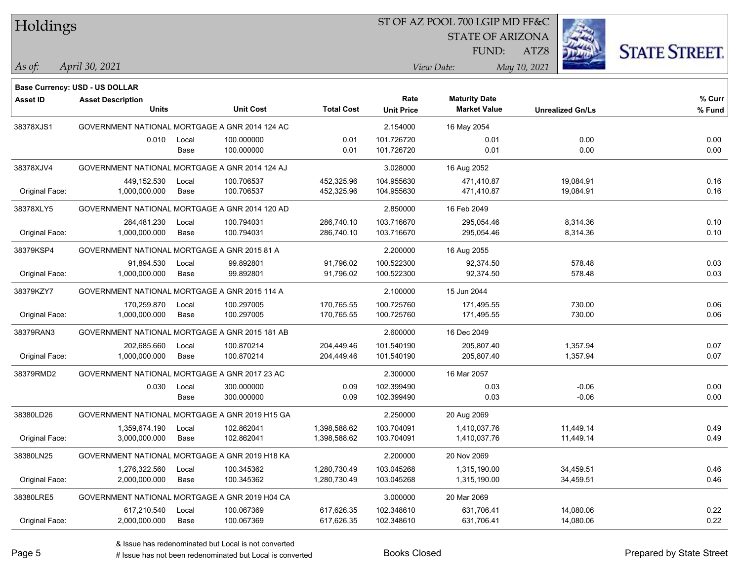# Holdings

ST OF AZ POOL 700 LGIP MD FF&C
STATE OF ARIZONA
FUND: ATZ8

*As of:* *April 30, 2021*

*View Date:* *May 10, 2021*

**Base Currency: USD - US DOLLAR**

| Asset ID | Asset Description / Units | | Unit Cost | Total Cost | Rate / Unit Price | Maturity Date / Market Value | Unrealized Gn/Ls | % Curr / % Fund |
|---|---|---|---|---|---|---|---|---|
| 38378XJS1 | GOVERNMENT NATIONAL MORTGAGE A GNR 2014 124 AC | | | | 2.154000 | 16 May 2054 | | |
| | 0.010 | Local | 100.000000 | 0.01 | 101.726720 | 0.01 | 0.00 | 0.00 |
| | | Base | 100.000000 | 0.01 | 101.726720 | 0.01 | 0.00 | 0.00 |
| 38378XJV4 | GOVERNMENT NATIONAL MORTGAGE A GNR 2014 124 AJ | | | | 3.028000 | 16 Aug 2052 | | |
| | 449,152.530 | Local | 100.706537 | 452,325.96 | 104.955630 | 471,410.87 | 19,084.91 | 0.16 |
| Original Face: | 1,000,000.000 | Base | 100.706537 | 452,325.96 | 104.955630 | 471,410.87 | 19,084.91 | 0.16 |
| 38378XLY5 | GOVERNMENT NATIONAL MORTGAGE A GNR 2014 120 AD | | | | 2.850000 | 16 Feb 2049 | | |
| | 284,481.230 | Local | 100.794031 | 286,740.10 | 103.716670 | 295,054.46 | 8,314.36 | 0.10 |
| Original Face: | 1,000,000.000 | Base | 100.794031 | 286,740.10 | 103.716670 | 295,054.46 | 8,314.36 | 0.10 |
| 38379KSP4 | GOVERNMENT NATIONAL MORTGAGE A GNR 2015 81 A | | | | 2.200000 | 16 Aug 2055 | | |
| | 91,894.530 | Local | 99.892801 | 91,796.02 | 100.522300 | 92,374.50 | 578.48 | 0.03 |
| Original Face: | 1,000,000.000 | Base | 99.892801 | 91,796.02 | 100.522300 | 92,374.50 | 578.48 | 0.03 |
| 38379KZY7 | GOVERNMENT NATIONAL MORTGAGE A GNR 2015 114 A | | | | 2.100000 | 15 Jun 2044 | | |
| | 170,259.870 | Local | 100.297005 | 170,765.55 | 100.725760 | 171,495.55 | 730.00 | 0.06 |
| Original Face: | 1,000,000.000 | Base | 100.297005 | 170,765.55 | 100.725760 | 171,495.55 | 730.00 | 0.06 |
| 38379RAN3 | GOVERNMENT NATIONAL MORTGAGE A GNR 2015 181 AB | | | | 2.600000 | 16 Dec 2049 | | |
| | 202,685.660 | Local | 100.870214 | 204,449.46 | 101.540190 | 205,807.40 | 1,357.94 | 0.07 |
| Original Face: | 1,000,000.000 | Base | 100.870214 | 204,449.46 | 101.540190 | 205,807.40 | 1,357.94 | 0.07 |
| 38379RMD2 | GOVERNMENT NATIONAL MORTGAGE A GNR 2017 23 AC | | | | 2.300000 | 16 Mar 2057 | | |
| | 0.030 | Local | 300.000000 | 0.09 | 102.399490 | 0.03 | -0.06 | 0.00 |
| | | Base | 300.000000 | 0.09 | 102.399490 | 0.03 | -0.06 | 0.00 |
| 38380LD26 | GOVERNMENT NATIONAL MORTGAGE A GNR 2019 H15 GA | | | | 2.250000 | 20 Aug 2069 | | |
| | 1,359,674.190 | Local | 102.862041 | 1,398,588.62 | 103.704091 | 1,410,037.76 | 11,449.14 | 0.49 |
| Original Face: | 3,000,000.000 | Base | 102.862041 | 1,398,588.62 | 103.704091 | 1,410,037.76 | 11,449.14 | 0.49 |
| 38380LN25 | GOVERNMENT NATIONAL MORTGAGE A GNR 2019 H18 KA | | | | 2.200000 | 20 Nov 2069 | | |
| | 1,276,322.560 | Local | 100.345362 | 1,280,730.49 | 103.045268 | 1,315,190.00 | 34,459.51 | 0.46 |
| Original Face: | 2,000,000.000 | Base | 100.345362 | 1,280,730.49 | 103.045268 | 1,315,190.00 | 34,459.51 | 0.46 |
| 38380LRE5 | GOVERNMENT NATIONAL MORTGAGE A GNR 2019 H04 CA | | | | 3.000000 | 20 Mar 2069 | | |
| | 617,210.540 | Local | 100.067369 | 617,626.35 | 102.348610 | 631,706.41 | 14,080.06 | 0.22 |
| Original Face: | 2,000,000.000 | Base | 100.067369 | 617,626.35 | 102.348610 | 631,706.41 | 14,080.06 | 0.22 |

& Issue has redenominated but Local is not converted
# Issue has not been redenominated but Local is converted

Books Closed

Prepared by State Street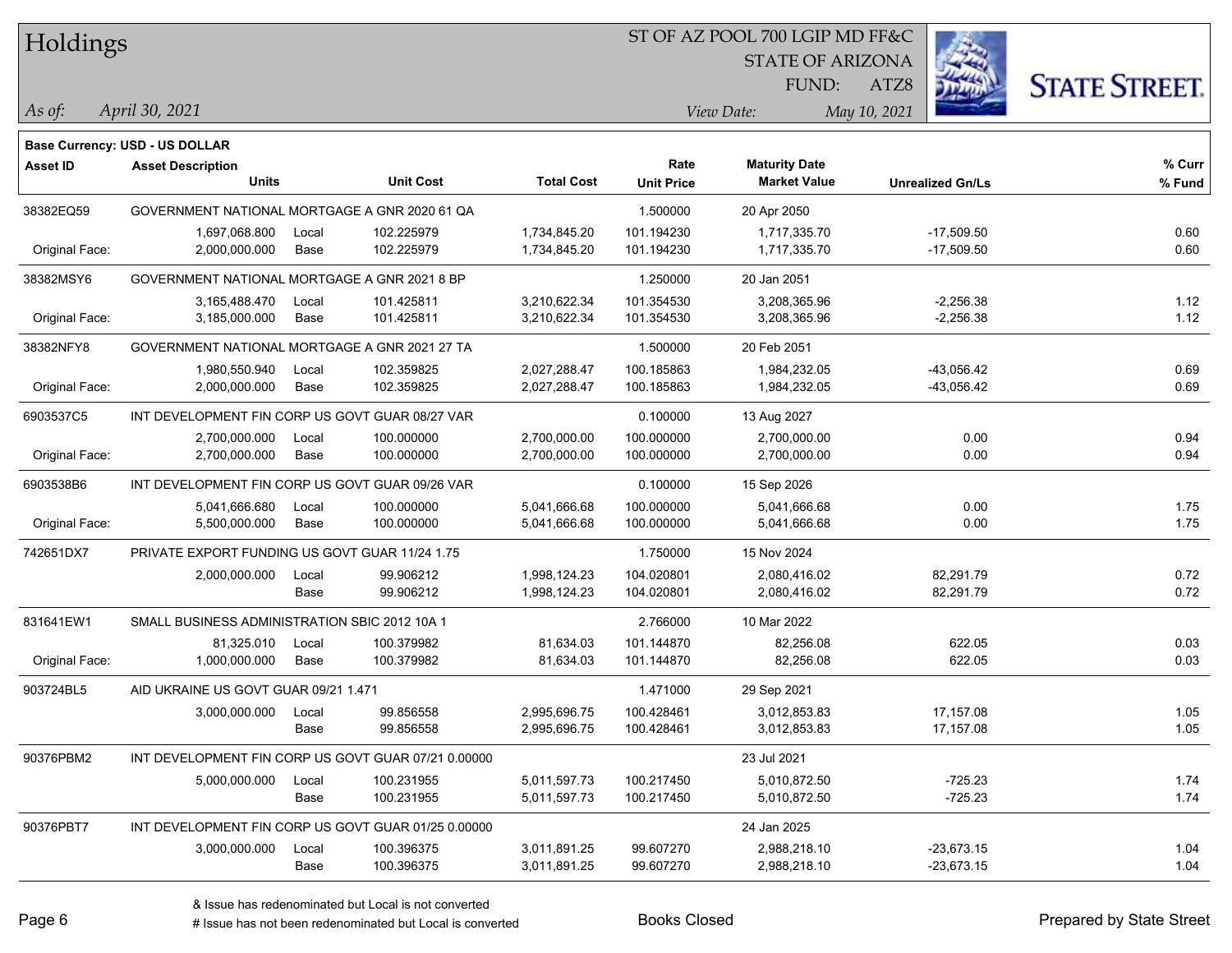# Holdings

ST OF AZ POOL 700 LGIP MD FF&C
STATE OF ARIZONA
FUND: ATZ8

*As of:* April 30, 2021

*View Date:* May 10, 2021

**Base Currency: USD - US DOLLAR**

| Asset ID | Asset Description / Units | | Unit Cost | Total Cost | Rate / Unit Price | Maturity Date / Market Value | Unrealized Gn/Ls | % Curr / % Fund |
|---|---|---|---|---|---|---|---|---|
| 38382EQ59 | GOVERNMENT NATIONAL MORTGAGE A GNR 2020 61 QA | | | | 1.500000 | 20 Apr 2050 | | |
| | 1,697,068.800 | Local | 102.225979 | 1,734,845.20 | 101.194230 | 1,717,335.70 | -17,509.50 | 0.60 |
| Original Face: | 2,000,000.000 | Base | 102.225979 | 1,734,845.20 | 101.194230 | 1,717,335.70 | -17,509.50 | 0.60 |
| 38382MSY6 | GOVERNMENT NATIONAL MORTGAGE A GNR 2021 8 BP | | | | 1.250000 | 20 Jan 2051 | | |
| | 3,165,488.470 | Local | 101.425811 | 3,210,622.34 | 101.354530 | 3,208,365.96 | -2,256.38 | 1.12 |
| Original Face: | 3,185,000.000 | Base | 101.425811 | 3,210,622.34 | 101.354530 | 3,208,365.96 | -2,256.38 | 1.12 |
| 38382NFY8 | GOVERNMENT NATIONAL MORTGAGE A GNR 2021 27 TA | | | | 1.500000 | 20 Feb 2051 | | |
| | 1,980,550.940 | Local | 102.359825 | 2,027,288.47 | 100.185863 | 1,984,232.05 | -43,056.42 | 0.69 |
| Original Face: | 2,000,000.000 | Base | 102.359825 | 2,027,288.47 | 100.185863 | 1,984,232.05 | -43,056.42 | 0.69 |
| 6903537C5 | INT DEVELOPMENT FIN CORP US GOVT GUAR 08/27 VAR | | | | 0.100000 | 13 Aug 2027 | | |
| | 2,700,000.000 | Local | 100.000000 | 2,700,000.00 | 100.000000 | 2,700,000.00 | 0.00 | 0.94 |
| Original Face: | 2,700,000.000 | Base | 100.000000 | 2,700,000.00 | 100.000000 | 2,700,000.00 | 0.00 | 0.94 |
| 6903538B6 | INT DEVELOPMENT FIN CORP US GOVT GUAR 09/26 VAR | | | | 0.100000 | 15 Sep 2026 | | |
| | 5,041,666.680 | Local | 100.000000 | 5,041,666.68 | 100.000000 | 5,041,666.68 | 0.00 | 1.75 |
| Original Face: | 5,500,000.000 | Base | 100.000000 | 5,041,666.68 | 100.000000 | 5,041,666.68 | 0.00 | 1.75 |
| 742651DX7 | PRIVATE EXPORT FUNDING US GOVT GUAR 11/24 1.75 | | | | 1.750000 | 15 Nov 2024 | | |
| | 2,000,000.000 | Local | 99.906212 | 1,998,124.23 | 104.020801 | 2,080,416.02 | 82,291.79 | 0.72 |
| | | Base | 99.906212 | 1,998,124.23 | 104.020801 | 2,080,416.02 | 82,291.79 | 0.72 |
| 831641EW1 | SMALL BUSINESS ADMINISTRATION SBIC 2012 10A 1 | | | | 2.766000 | 10 Mar 2022 | | |
| | 81,325.010 | Local | 100.379982 | 81,634.03 | 101.144870 | 82,256.08 | 622.05 | 0.03 |
| Original Face: | 1,000,000.000 | Base | 100.379982 | 81,634.03 | 101.144870 | 82,256.08 | 622.05 | 0.03 |
| 903724BL5 | AID UKRAINE US GOVT GUAR 09/21 1.471 | | | | 1.471000 | 29 Sep 2021 | | |
| | 3,000,000.000 | Local | 99.856558 | 2,995,696.75 | 100.428461 | 3,012,853.83 | 17,157.08 | 1.05 |
| | | Base | 99.856558 | 2,995,696.75 | 100.428461 | 3,012,853.83 | 17,157.08 | 1.05 |
| 90376PBM2 | INT DEVELOPMENT FIN CORP US GOVT GUAR 07/21 0.00000 | | | | | 23 Jul 2021 | | |
| | 5,000,000.000 | Local | 100.231955 | 5,011,597.73 | 100.217450 | 5,010,872.50 | -725.23 | 1.74 |
| | | Base | 100.231955 | 5,011,597.73 | 100.217450 | 5,010,872.50 | -725.23 | 1.74 |
| 90376PBT7 | INT DEVELOPMENT FIN CORP US GOVT GUAR 01/25 0.00000 | | | | | 24 Jan 2025 | | |
| | 3,000,000.000 | Local | 100.396375 | 3,011,891.25 | 99.607270 | 2,988,218.10 | -23,673.15 | 1.04 |
| | | Base | 100.396375 | 3,011,891.25 | 99.607270 | 2,988,218.10 | -23,673.15 | 1.04 |

& Issue has redenominated but Local is not converted
# Issue has not been redenominated but Local is converted

Books Closed

Prepared by State Street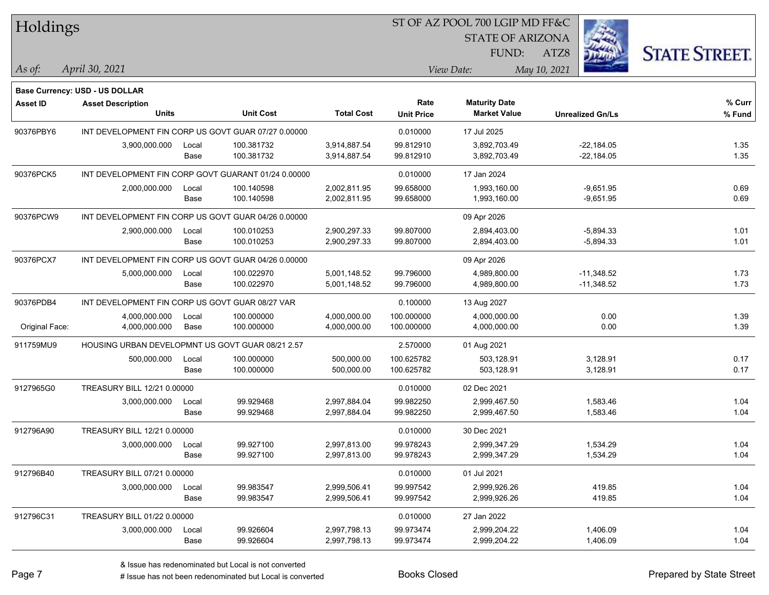# Holdings

ST OF AZ POOL 700 LGIP MD FF&C
STATE OF ARIZONA
FUND: ATZ8

*As of:* April 30, 2021

*View Date:* May 10, 2021

**Base Currency: USD - US DOLLAR**

| Asset ID | Asset Description / Units | | Unit Cost | Total Cost | Rate / Unit Price | Maturity Date / Market Value | Unrealized Gn/Ls | % Curr / % Fund |
|---|---|---|---|---|---|---|---|---|
| 90376PBY6 | INT DEVELOPMENT FIN CORP US GOVT GUAR 07/27 0.00000 | | | | 0.010000 | 17 Jul 2025 | | |
| | 3,900,000.000 | Local | 100.381732 | 3,914,887.54 | 99.812910 | 3,892,703.49 | -22,184.05 | 1.35 |
| | | Base | 100.381732 | 3,914,887.54 | 99.812910 | 3,892,703.49 | -22,184.05 | 1.35 |
| 90376PCK5 | INT DEVELOPMENT FIN CORP GOVT GUARANT 01/24 0.00000 | | | | 0.010000 | 17 Jan 2024 | | |
| | 2,000,000.000 | Local | 100.140598 | 2,002,811.95 | 99.658000 | 1,993,160.00 | -9,651.95 | 0.69 |
| | | Base | 100.140598 | 2,002,811.95 | 99.658000 | 1,993,160.00 | -9,651.95 | 0.69 |
| 90376PCW9 | INT DEVELOPMENT FIN CORP US GOVT GUAR 04/26 0.00000 | | | | | 09 Apr 2026 | | |
| | 2,900,000.000 | Local | 100.010253 | 2,900,297.33 | 99.807000 | 2,894,403.00 | -5,894.33 | 1.01 |
| | | Base | 100.010253 | 2,900,297.33 | 99.807000 | 2,894,403.00 | -5,894.33 | 1.01 |
| 90376PCX7 | INT DEVELOPMENT FIN CORP US GOVT GUAR 04/26 0.00000 | | | | | 09 Apr 2026 | | |
| | 5,000,000.000 | Local | 100.022970 | 5,001,148.52 | 99.796000 | 4,989,800.00 | -11,348.52 | 1.73 |
| | | Base | 100.022970 | 5,001,148.52 | 99.796000 | 4,989,800.00 | -11,348.52 | 1.73 |
| 90376PDB4 | INT DEVELOPMENT FIN CORP US GOVT GUAR 08/27 VAR | | | | 0.100000 | 13 Aug 2027 | | |
| | 4,000,000.000 | Local | 100.000000 | 4,000,000.00 | 100.000000 | 4,000,000.00 | 0.00 | 1.39 |
| Original Face: | 4,000,000.000 | Base | 100.000000 | 4,000,000.00 | 100.000000 | 4,000,000.00 | 0.00 | 1.39 |
| 911759MU9 | HOUSING URBAN DEVELOPMNT US GOVT GUAR 08/21 2.57 | | | | 2.570000 | 01 Aug 2021 | | |
| | 500,000.000 | Local | 100.000000 | 500,000.00 | 100.625782 | 503,128.91 | 3,128.91 | 0.17 |
| | | Base | 100.000000 | 500,000.00 | 100.625782 | 503,128.91 | 3,128.91 | 0.17 |
| 9127965G0 | TREASURY BILL 12/21 0.00000 | | | | 0.010000 | 02 Dec 2021 | | |
| | 3,000,000.000 | Local | 99.929468 | 2,997,884.04 | 99.982250 | 2,999,467.50 | 1,583.46 | 1.04 |
| | | Base | 99.929468 | 2,997,884.04 | 99.982250 | 2,999,467.50 | 1,583.46 | 1.04 |
| 912796A90 | TREASURY BILL 12/21 0.00000 | | | | 0.010000 | 30 Dec 2021 | | |
| | 3,000,000.000 | Local | 99.927100 | 2,997,813.00 | 99.978243 | 2,999,347.29 | 1,534.29 | 1.04 |
| | | Base | 99.927100 | 2,997,813.00 | 99.978243 | 2,999,347.29 | 1,534.29 | 1.04 |
| 912796B40 | TREASURY BILL 07/21 0.00000 | | | | 0.010000 | 01 Jul 2021 | | |
| | 3,000,000.000 | Local | 99.983547 | 2,999,506.41 | 99.997542 | 2,999,926.26 | 419.85 | 1.04 |
| | | Base | 99.983547 | 2,999,506.41 | 99.997542 | 2,999,926.26 | 419.85 | 1.04 |
| 912796C31 | TREASURY BILL 01/22 0.00000 | | | | 0.010000 | 27 Jan 2022 | | |
| | 3,000,000.000 | Local | 99.926604 | 2,997,798.13 | 99.973474 | 2,999,204.22 | 1,406.09 | 1.04 |
| | | Base | 99.926604 | 2,997,798.13 | 99.973474 | 2,999,204.22 | 1,406.09 | 1.04 |

& Issue has redenominated but Local is not converted
# Issue has not been redenominated but Local is converted

Books Closed

Prepared by State Street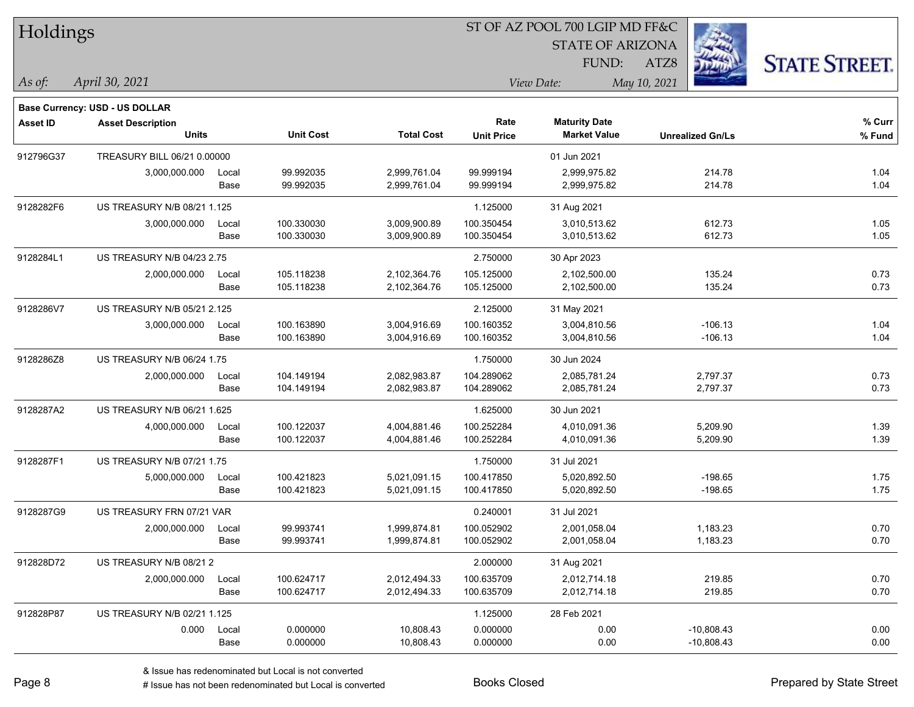# Holdings

ST OF AZ POOL 700 LGIP MD FF&C
STATE OF ARIZONA
FUND: ATZ8

*As of: April 30, 2021*

*View Date: May 10, 2021*

**Base Currency: USD - US DOLLAR**

| Asset ID | Asset Description / Units | | Unit Cost | Total Cost | Rate / Unit Price | Maturity Date / Market Value | Unrealized Gn/Ls | % Curr / % Fund |
|---|---|---|---|---|---|---|---|---|
| 912796G37 | TREASURY BILL 06/21 0.00000 | | | | | 01 Jun 2021 | | |
| | 3,000,000.000 | Local | 99.992035 | 2,999,761.04 | 99.999194 | 2,999,975.82 | 214.78 | 1.04 |
| | | Base | 99.992035 | 2,999,761.04 | 99.999194 | 2,999,975.82 | 214.78 | 1.04 |
| 9128282F6 | US TREASURY N/B 08/21 1.125 | | | | 1.125000 | 31 Aug 2021 | | |
| | 3,000,000.000 | Local | 100.330030 | 3,009,900.89 | 100.350454 | 3,010,513.62 | 612.73 | 1.05 |
| | | Base | 100.330030 | 3,009,900.89 | 100.350454 | 3,010,513.62 | 612.73 | 1.05 |
| 9128284L1 | US TREASURY N/B 04/23 2.75 | | | | 2.750000 | 30 Apr 2023 | | |
| | 2,000,000.000 | Local | 105.118238 | 2,102,364.76 | 105.125000 | 2,102,500.00 | 135.24 | 0.73 |
| | | Base | 105.118238 | 2,102,364.76 | 105.125000 | 2,102,500.00 | 135.24 | 0.73 |
| 9128286V7 | US TREASURY N/B 05/21 2.125 | | | | 2.125000 | 31 May 2021 | | |
| | 3,000,000.000 | Local | 100.163890 | 3,004,916.69 | 100.160352 | 3,004,810.56 | -106.13 | 1.04 |
| | | Base | 100.163890 | 3,004,916.69 | 100.160352 | 3,004,810.56 | -106.13 | 1.04 |
| 9128286Z8 | US TREASURY N/B 06/24 1.75 | | | | 1.750000 | 30 Jun 2024 | | |
| | 2,000,000.000 | Local | 104.149194 | 2,082,983.87 | 104.289062 | 2,085,781.24 | 2,797.37 | 0.73 |
| | | Base | 104.149194 | 2,082,983.87 | 104.289062 | 2,085,781.24 | 2,797.37 | 0.73 |
| 9128287A2 | US TREASURY N/B 06/21 1.625 | | | | 1.625000 | 30 Jun 2021 | | |
| | 4,000,000.000 | Local | 100.122037 | 4,004,881.46 | 100.252284 | 4,010,091.36 | 5,209.90 | 1.39 |
| | | Base | 100.122037 | 4,004,881.46 | 100.252284 | 4,010,091.36 | 5,209.90 | 1.39 |
| 9128287F1 | US TREASURY N/B 07/21 1.75 | | | | 1.750000 | 31 Jul 2021 | | |
| | 5,000,000.000 | Local | 100.421823 | 5,021,091.15 | 100.417850 | 5,020,892.50 | -198.65 | 1.75 |
| | | Base | 100.421823 | 5,021,091.15 | 100.417850 | 5,020,892.50 | -198.65 | 1.75 |
| 9128287G9 | US TREASURY FRN 07/21 VAR | | | | 0.240001 | 31 Jul 2021 | | |
| | 2,000,000.000 | Local | 99.993741 | 1,999,874.81 | 100.052902 | 2,001,058.04 | 1,183.23 | 0.70 |
| | | Base | 99.993741 | 1,999,874.81 | 100.052902 | 2,001,058.04 | 1,183.23 | 0.70 |
| 912828D72 | US TREASURY N/B 08/21 2 | | | | 2.000000 | 31 Aug 2021 | | |
| | 2,000,000.000 | Local | 100.624717 | 2,012,494.33 | 100.635709 | 2,012,714.18 | 219.85 | 0.70 |
| | | Base | 100.624717 | 2,012,494.33 | 100.635709 | 2,012,714.18 | 219.85 | 0.70 |
| 912828P87 | US TREASURY N/B 02/21 1.125 | | | | 1.125000 | 28 Feb 2021 | | |
| | 0.000 | Local | 0.000000 | 10,808.43 | 0.000000 | 0.00 | -10,808.43 | 0.00 |
| | | Base | 0.000000 | 10,808.43 | 0.000000 | 0.00 | -10,808.43 | 0.00 |

& Issue has redenominated but Local is not converted
# Issue has not been redenominated but Local is converted

Books Closed

Prepared by State Street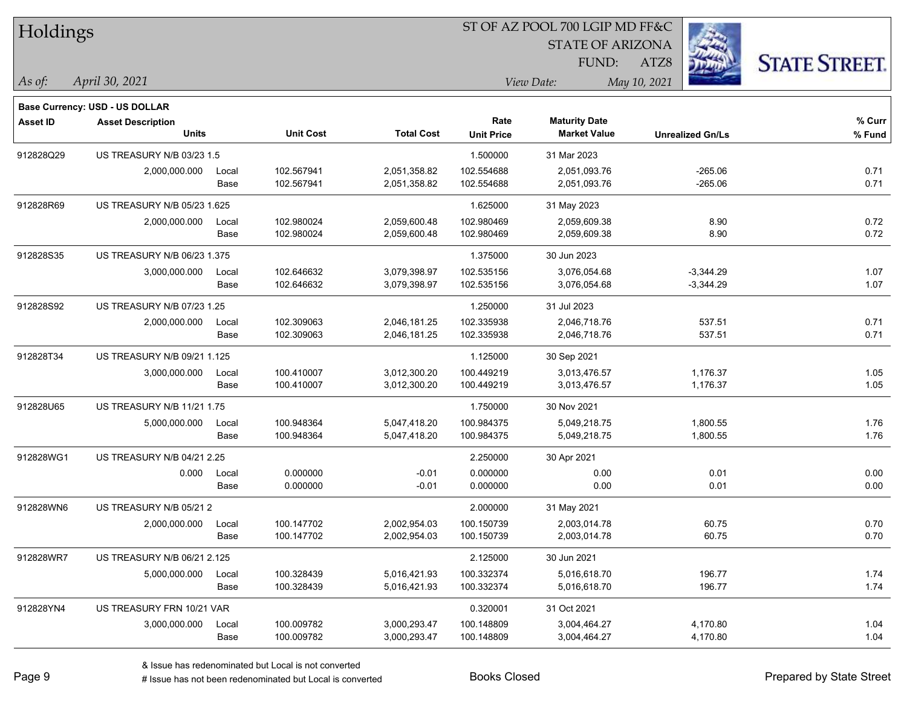# Holdings

ST OF AZ POOL 700 LGIP MD FF&C
STATE OF ARIZONA
FUND: ATZ8

*As of: April 30, 2021*

*View Date: May 10, 2021*

**Base Currency: USD - US DOLLAR**

| Asset ID | Asset Description / Units | | Unit Cost | Total Cost | Rate / Unit Price | Maturity Date / Market Value | Unrealized Gn/Ls | % Curr / % Fund |
|---|---|---|---|---|---|---|---|---|
| 912828Q29 | US TREASURY N/B 03/23 1.5 | | | | 1.500000 | 31 Mar 2023 | | |
| | 2,000,000.000 | Local | 102.567941 | 2,051,358.82 | 102.554688 | 2,051,093.76 | -265.06 | 0.71 |
| | | Base | 102.567941 | 2,051,358.82 | 102.554688 | 2,051,093.76 | -265.06 | 0.71 |
| 912828R69 | US TREASURY N/B 05/23 1.625 | | | | 1.625000 | 31 May 2023 | | |
| | 2,000,000.000 | Local | 102.980024 | 2,059,600.48 | 102.980469 | 2,059,609.38 | 8.90 | 0.72 |
| | | Base | 102.980024 | 2,059,600.48 | 102.980469 | 2,059,609.38 | 8.90 | 0.72 |
| 912828S35 | US TREASURY N/B 06/23 1.375 | | | | 1.375000 | 30 Jun 2023 | | |
| | 3,000,000.000 | Local | 102.646632 | 3,079,398.97 | 102.535156 | 3,076,054.68 | -3,344.29 | 1.07 |
| | | Base | 102.646632 | 3,079,398.97 | 102.535156 | 3,076,054.68 | -3,344.29 | 1.07 |
| 912828S92 | US TREASURY N/B 07/23 1.25 | | | | 1.250000 | 31 Jul 2023 | | |
| | 2,000,000.000 | Local | 102.309063 | 2,046,181.25 | 102.335938 | 2,046,718.76 | 537.51 | 0.71 |
| | | Base | 102.309063 | 2,046,181.25 | 102.335938 | 2,046,718.76 | 537.51 | 0.71 |
| 912828T34 | US TREASURY N/B 09/21 1.125 | | | | 1.125000 | 30 Sep 2021 | | |
| | 3,000,000.000 | Local | 100.410007 | 3,012,300.20 | 100.449219 | 3,013,476.57 | 1,176.37 | 1.05 |
| | | Base | 100.410007 | 3,012,300.20 | 100.449219 | 3,013,476.57 | 1,176.37 | 1.05 |
| 912828U65 | US TREASURY N/B 11/21 1.75 | | | | 1.750000 | 30 Nov 2021 | | |
| | 5,000,000.000 | Local | 100.948364 | 5,047,418.20 | 100.984375 | 5,049,218.75 | 1,800.55 | 1.76 |
| | | Base | 100.948364 | 5,047,418.20 | 100.984375 | 5,049,218.75 | 1,800.55 | 1.76 |
| 912828WG1 | US TREASURY N/B 04/21 2.25 | | | | 2.250000 | 30 Apr 2021 | | |
| | 0.000 | Local | 0.000000 | -0.01 | 0.000000 | 0.00 | 0.01 | 0.00 |
| | | Base | 0.000000 | -0.01 | 0.000000 | 0.00 | 0.01 | 0.00 |
| 912828WN6 | US TREASURY N/B 05/21 2 | | | | 2.000000 | 31 May 2021 | | |
| | 2,000,000.000 | Local | 100.147702 | 2,002,954.03 | 100.150739 | 2,003,014.78 | 60.75 | 0.70 |
| | | Base | 100.147702 | 2,002,954.03 | 100.150739 | 2,003,014.78 | 60.75 | 0.70 |
| 912828WR7 | US TREASURY N/B 06/21 2.125 | | | | 2.125000 | 30 Jun 2021 | | |
| | 5,000,000.000 | Local | 100.328439 | 5,016,421.93 | 100.332374 | 5,016,618.70 | 196.77 | 1.74 |
| | | Base | 100.328439 | 5,016,421.93 | 100.332374 | 5,016,618.70 | 196.77 | 1.74 |
| 912828YN4 | US TREASURY FRN 10/21 VAR | | | | 0.320001 | 31 Oct 2021 | | |
| | 3,000,000.000 | Local | 100.009782 | 3,000,293.47 | 100.148809 | 3,004,464.27 | 4,170.80 | 1.04 |
| | | Base | 100.009782 | 3,000,293.47 | 100.148809 | 3,004,464.27 | 4,170.80 | 1.04 |

& Issue has redenominated but Local is not converted

# Issue has not been redenominated but Local is converted

Books Closed

Prepared by State Street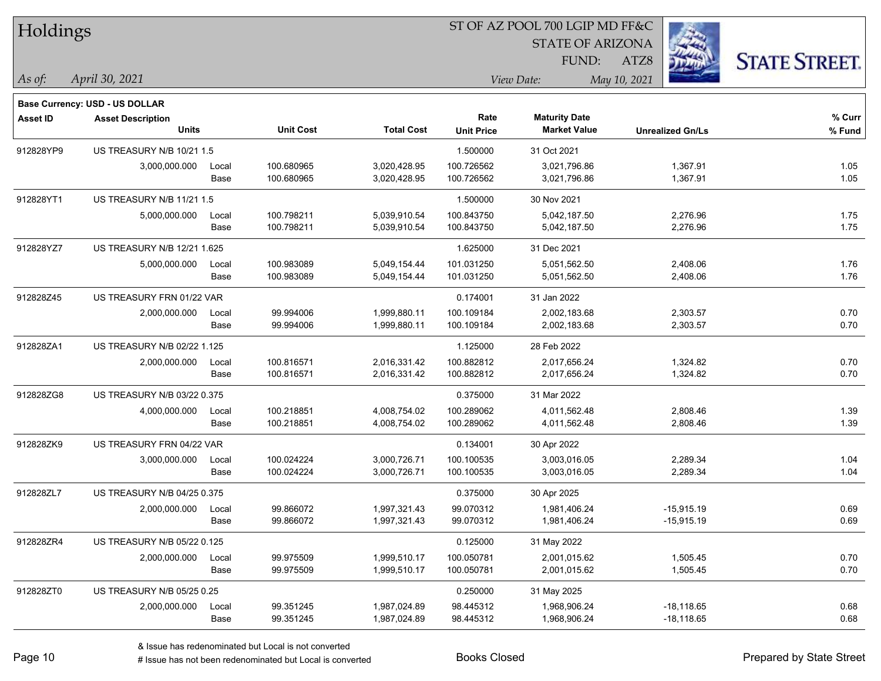# Holdings

ST OF AZ POOL 700 LGIP MD FF&C
STATE OF ARIZONA
FUND: ATZ8

*As of:* *April 30, 2021*
*View Date:* *May 10, 2021*

**Base Currency: USD - US DOLLAR**

| Asset ID | Asset Description / Units | | Unit Cost | Total Cost | Rate / Unit Price | Maturity Date / Market Value | Unrealized Gn/Ls | % Curr / % Fund |
|---|---|---|---|---|---|---|---|---|
| 912828YP9 | US TREASURY N/B 10/21 1.5 | | | | 1.500000 | 31 Oct 2021 | | |
| | 3,000,000.000 | Local | 100.680965 | 3,020,428.95 | 100.726562 | 3,021,796.86 | 1,367.91 | 1.05 |
| | | Base | 100.680965 | 3,020,428.95 | 100.726562 | 3,021,796.86 | 1,367.91 | 1.05 |
| 912828YT1 | US TREASURY N/B 11/21 1.5 | | | | 1.500000 | 30 Nov 2021 | | |
| | 5,000,000.000 | Local | 100.798211 | 5,039,910.54 | 100.843750 | 5,042,187.50 | 2,276.96 | 1.75 |
| | | Base | 100.798211 | 5,039,910.54 | 100.843750 | 5,042,187.50 | 2,276.96 | 1.75 |
| 912828YZ7 | US TREASURY N/B 12/21 1.625 | | | | 1.625000 | 31 Dec 2021 | | |
| | 5,000,000.000 | Local | 100.983089 | 5,049,154.44 | 101.031250 | 5,051,562.50 | 2,408.06 | 1.76 |
| | | Base | 100.983089 | 5,049,154.44 | 101.031250 | 5,051,562.50 | 2,408.06 | 1.76 |
| 912828Z45 | US TREASURY FRN 01/22 VAR | | | | 0.174001 | 31 Jan 2022 | | |
| | 2,000,000.000 | Local | 99.994006 | 1,999,880.11 | 100.109184 | 2,002,183.68 | 2,303.57 | 0.70 |
| | | Base | 99.994006 | 1,999,880.11 | 100.109184 | 2,002,183.68 | 2,303.57 | 0.70 |
| 912828ZA1 | US TREASURY N/B 02/22 1.125 | | | | 1.125000 | 28 Feb 2022 | | |
| | 2,000,000.000 | Local | 100.816571 | 2,016,331.42 | 100.882812 | 2,017,656.24 | 1,324.82 | 0.70 |
| | | Base | 100.816571 | 2,016,331.42 | 100.882812 | 2,017,656.24 | 1,324.82 | 0.70 |
| 912828ZG8 | US TREASURY N/B 03/22 0.375 | | | | 0.375000 | 31 Mar 2022 | | |
| | 4,000,000.000 | Local | 100.218851 | 4,008,754.02 | 100.289062 | 4,011,562.48 | 2,808.46 | 1.39 |
| | | Base | 100.218851 | 4,008,754.02 | 100.289062 | 4,011,562.48 | 2,808.46 | 1.39 |
| 912828ZK9 | US TREASURY FRN 04/22 VAR | | | | 0.134001 | 30 Apr 2022 | | |
| | 3,000,000.000 | Local | 100.024224 | 3,000,726.71 | 100.100535 | 3,003,016.05 | 2,289.34 | 1.04 |
| | | Base | 100.024224 | 3,000,726.71 | 100.100535 | 3,003,016.05 | 2,289.34 | 1.04 |
| 912828ZL7 | US TREASURY N/B 04/25 0.375 | | | | 0.375000 | 30 Apr 2025 | | |
| | 2,000,000.000 | Local | 99.866072 | 1,997,321.43 | 99.070312 | 1,981,406.24 | -15,915.19 | 0.69 |
| | | Base | 99.866072 | 1,997,321.43 | 99.070312 | 1,981,406.24 | -15,915.19 | 0.69 |
| 912828ZR4 | US TREASURY N/B 05/22 0.125 | | | | 0.125000 | 31 May 2022 | | |
| | 2,000,000.000 | Local | 99.975509 | 1,999,510.17 | 100.050781 | 2,001,015.62 | 1,505.45 | 0.70 |
| | | Base | 99.975509 | 1,999,510.17 | 100.050781 | 2,001,015.62 | 1,505.45 | 0.70 |
| 912828ZT0 | US TREASURY N/B 05/25 0.25 | | | | 0.250000 | 31 May 2025 | | |
| | 2,000,000.000 | Local | 99.351245 | 1,987,024.89 | 98.445312 | 1,968,906.24 | -18,118.65 | 0.68 |
| | | Base | 99.351245 | 1,987,024.89 | 98.445312 | 1,968,906.24 | -18,118.65 | 0.68 |

& Issue has redenominated but Local is not converted
# Issue has not been redenominated but Local is converted

Books Closed

Prepared by State Street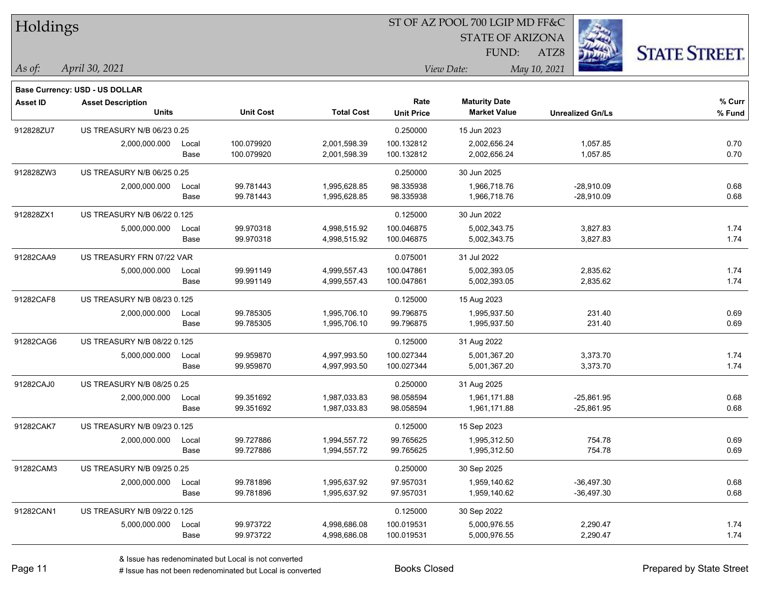# Holdings

ST OF AZ POOL 700 LGIP MD FF&C
STATE OF ARIZONA
FUND: ATZ8

*As of:* *April 30, 2021*
*View Date:* *May 10, 2021*

**Base Currency: USD - US DOLLAR**

| Asset ID | Asset Description / Units | | Unit Cost | Total Cost | Rate / Unit Price | Maturity Date / Market Value | Unrealized Gn/Ls | % Curr / % Fund |
|---|---|---|---|---|---|---|---|---|
| 912828ZU7 | US TREASURY N/B 06/23 0.25 | | | | 0.250000 | 15 Jun 2023 | | |
| | 2,000,000.000 | Local | 100.079920 | 2,001,598.39 | 100.132812 | 2,002,656.24 | 1,057.85 | 0.70 |
| | | Base | 100.079920 | 2,001,598.39 | 100.132812 | 2,002,656.24 | 1,057.85 | 0.70 |
| 912828ZW3 | US TREASURY N/B 06/25 0.25 | | | | 0.250000 | 30 Jun 2025 | | |
| | 2,000,000.000 | Local | 99.781443 | 1,995,628.85 | 98.335938 | 1,966,718.76 | -28,910.09 | 0.68 |
| | | Base | 99.781443 | 1,995,628.85 | 98.335938 | 1,966,718.76 | -28,910.09 | 0.68 |
| 912828ZX1 | US TREASURY N/B 06/22 0.125 | | | | 0.125000 | 30 Jun 2022 | | |
| | 5,000,000.000 | Local | 99.970318 | 4,998,515.92 | 100.046875 | 5,002,343.75 | 3,827.83 | 1.74 |
| | | Base | 99.970318 | 4,998,515.92 | 100.046875 | 5,002,343.75 | 3,827.83 | 1.74 |
| 91282CAA9 | US TREASURY FRN 07/22 VAR | | | | 0.075001 | 31 Jul 2022 | | |
| | 5,000,000.000 | Local | 99.991149 | 4,999,557.43 | 100.047861 | 5,002,393.05 | 2,835.62 | 1.74 |
| | | Base | 99.991149 | 4,999,557.43 | 100.047861 | 5,002,393.05 | 2,835.62 | 1.74 |
| 91282CAF8 | US TREASURY N/B 08/23 0.125 | | | | 0.125000 | 15 Aug 2023 | | |
| | 2,000,000.000 | Local | 99.785305 | 1,995,706.10 | 99.796875 | 1,995,937.50 | 231.40 | 0.69 |
| | | Base | 99.785305 | 1,995,706.10 | 99.796875 | 1,995,937.50 | 231.40 | 0.69 |
| 91282CAG6 | US TREASURY N/B 08/22 0.125 | | | | 0.125000 | 31 Aug 2022 | | |
| | 5,000,000.000 | Local | 99.959870 | 4,997,993.50 | 100.027344 | 5,001,367.20 | 3,373.70 | 1.74 |
| | | Base | 99.959870 | 4,997,993.50 | 100.027344 | 5,001,367.20 | 3,373.70 | 1.74 |
| 91282CAJ0 | US TREASURY N/B 08/25 0.25 | | | | 0.250000 | 31 Aug 2025 | | |
| | 2,000,000.000 | Local | 99.351692 | 1,987,033.83 | 98.058594 | 1,961,171.88 | -25,861.95 | 0.68 |
| | | Base | 99.351692 | 1,987,033.83 | 98.058594 | 1,961,171.88 | -25,861.95 | 0.68 |
| 91282CAK7 | US TREASURY N/B 09/23 0.125 | | | | 0.125000 | 15 Sep 2023 | | |
| | 2,000,000.000 | Local | 99.727886 | 1,994,557.72 | 99.765625 | 1,995,312.50 | 754.78 | 0.69 |
| | | Base | 99.727886 | 1,994,557.72 | 99.765625 | 1,995,312.50 | 754.78 | 0.69 |
| 91282CAM3 | US TREASURY N/B 09/25 0.25 | | | | 0.250000 | 30 Sep 2025 | | |
| | 2,000,000.000 | Local | 99.781896 | 1,995,637.92 | 97.957031 | 1,959,140.62 | -36,497.30 | 0.68 |
| | | Base | 99.781896 | 1,995,637.92 | 97.957031 | 1,959,140.62 | -36,497.30 | 0.68 |
| 91282CAN1 | US TREASURY N/B 09/22 0.125 | | | | 0.125000 | 30 Sep 2022 | | |
| | 5,000,000.000 | Local | 99.973722 | 4,998,686.08 | 100.019531 | 5,000,976.55 | 2,290.47 | 1.74 |
| | | Base | 99.973722 | 4,998,686.08 | 100.019531 | 5,000,976.55 | 2,290.47 | 1.74 |

& Issue has redenominated but Local is not converted
# Issue has not been redenominated but Local is converted

Books Closed

Prepared by State Street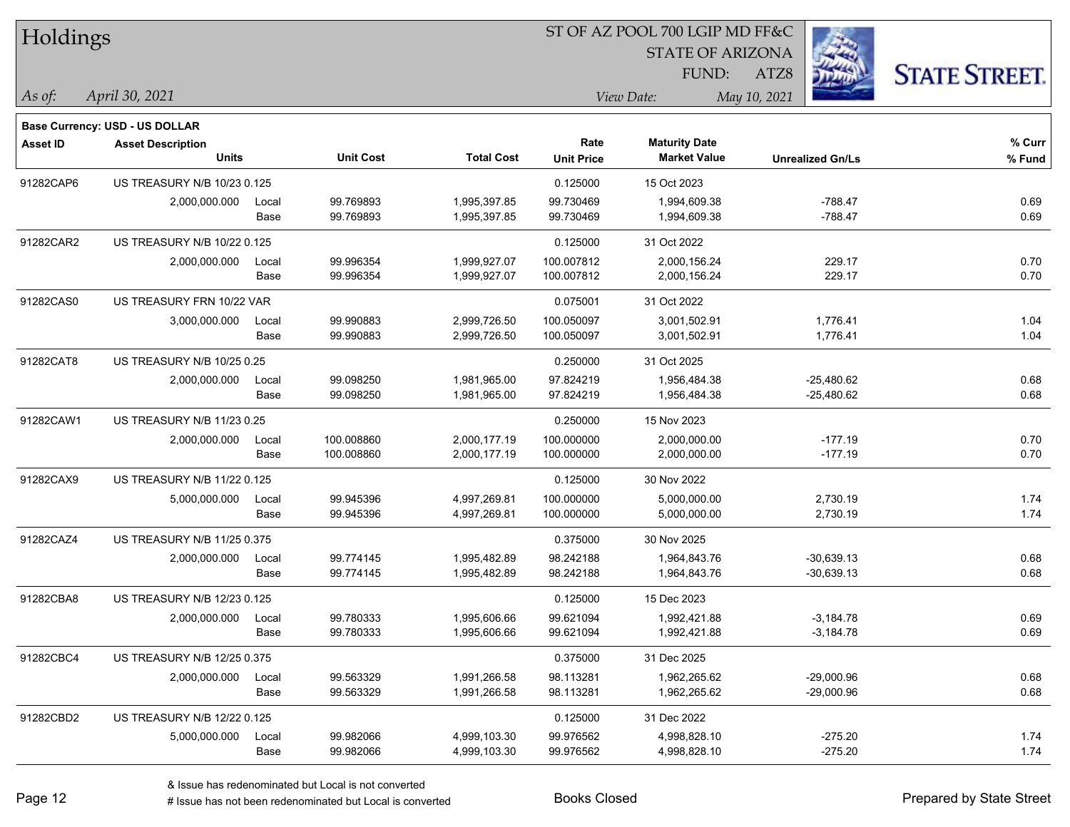# Holdings

ST OF AZ POOL 700 LGIP MD FF&C
STATE OF ARIZONA
FUND: ATZ8

*As of: April 30, 2021*

*View Date: May 10, 2021*

**Base Currency: USD - US DOLLAR**

| Asset ID | Asset Description / Units | | Unit Cost | Total Cost | Rate / Unit Price | Maturity Date / Market Value | Unrealized Gn/Ls | % Curr / % Fund |
|---|---|---|---|---|---|---|---|---|
| 91282CAP6 | US TREASURY N/B 10/23 0.125 | | | | 0.125000 | 15 Oct 2023 | | |
| | 2,000,000.000 | Local | 99.769893 | 1,995,397.85 | 99.730469 | 1,994,609.38 | -788.47 | 0.69 |
| | | Base | 99.769893 | 1,995,397.85 | 99.730469 | 1,994,609.38 | -788.47 | 0.69 |
| 91282CAR2 | US TREASURY N/B 10/22 0.125 | | | | 0.125000 | 31 Oct 2022 | | |
| | 2,000,000.000 | Local | 99.996354 | 1,999,927.07 | 100.007812 | 2,000,156.24 | 229.17 | 0.70 |
| | | Base | 99.996354 | 1,999,927.07 | 100.007812 | 2,000,156.24 | 229.17 | 0.70 |
| 91282CAS0 | US TREASURY FRN 10/22 VAR | | | | 0.075001 | 31 Oct 2022 | | |
| | 3,000,000.000 | Local | 99.990883 | 2,999,726.50 | 100.050097 | 3,001,502.91 | 1,776.41 | 1.04 |
| | | Base | 99.990883 | 2,999,726.50 | 100.050097 | 3,001,502.91 | 1,776.41 | 1.04 |
| 91282CAT8 | US TREASURY N/B 10/25 0.25 | | | | 0.250000 | 31 Oct 2025 | | |
| | 2,000,000.000 | Local | 99.098250 | 1,981,965.00 | 97.824219 | 1,956,484.38 | -25,480.62 | 0.68 |
| | | Base | 99.098250 | 1,981,965.00 | 97.824219 | 1,956,484.38 | -25,480.62 | 0.68 |
| 91282CAW1 | US TREASURY N/B 11/23 0.25 | | | | 0.250000 | 15 Nov 2023 | | |
| | 2,000,000.000 | Local | 100.008860 | 2,000,177.19 | 100.000000 | 2,000,000.00 | -177.19 | 0.70 |
| | | Base | 100.008860 | 2,000,177.19 | 100.000000 | 2,000,000.00 | -177.19 | 0.70 |
| 91282CAX9 | US TREASURY N/B 11/22 0.125 | | | | 0.125000 | 30 Nov 2022 | | |
| | 5,000,000.000 | Local | 99.945396 | 4,997,269.81 | 100.000000 | 5,000,000.00 | 2,730.19 | 1.74 |
| | | Base | 99.945396 | 4,997,269.81 | 100.000000 | 5,000,000.00 | 2,730.19 | 1.74 |
| 91282CAZ4 | US TREASURY N/B 11/25 0.375 | | | | 0.375000 | 30 Nov 2025 | | |
| | 2,000,000.000 | Local | 99.774145 | 1,995,482.89 | 98.242188 | 1,964,843.76 | -30,639.13 | 0.68 |
| | | Base | 99.774145 | 1,995,482.89 | 98.242188 | 1,964,843.76 | -30,639.13 | 0.68 |
| 91282CBA8 | US TREASURY N/B 12/23 0.125 | | | | 0.125000 | 15 Dec 2023 | | |
| | 2,000,000.000 | Local | 99.780333 | 1,995,606.66 | 99.621094 | 1,992,421.88 | -3,184.78 | 0.69 |
| | | Base | 99.780333 | 1,995,606.66 | 99.621094 | 1,992,421.88 | -3,184.78 | 0.69 |
| 91282CBC4 | US TREASURY N/B 12/25 0.375 | | | | 0.375000 | 31 Dec 2025 | | |
| | 2,000,000.000 | Local | 99.563329 | 1,991,266.58 | 98.113281 | 1,962,265.62 | -29,000.96 | 0.68 |
| | | Base | 99.563329 | 1,991,266.58 | 98.113281 | 1,962,265.62 | -29,000.96 | 0.68 |
| 91282CBD2 | US TREASURY N/B 12/22 0.125 | | | | 0.125000 | 31 Dec 2022 | | |
| | 5,000,000.000 | Local | 99.982066 | 4,999,103.30 | 99.976562 | 4,998,828.10 | -275.20 | 1.74 |
| | | Base | 99.982066 | 4,999,103.30 | 99.976562 | 4,998,828.10 | -275.20 | 1.74 |

& Issue has redenominated but Local is not converted
# Issue has not been redenominated but Local is converted

Books Closed

Prepared by State Street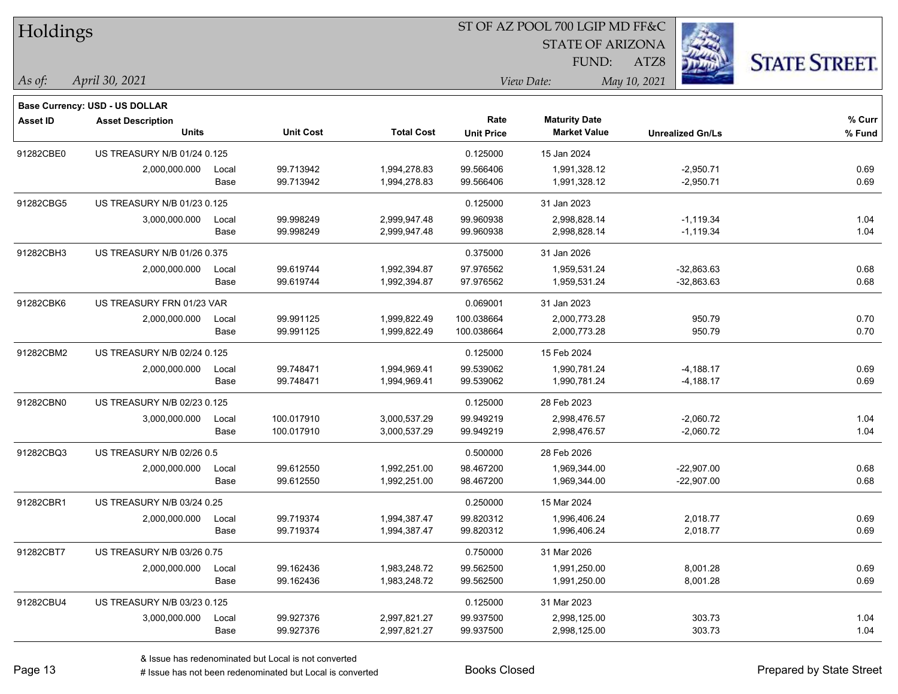# Holdings

ST OF AZ POOL 700 LGIP MD FF&C
STATE OF ARIZONA
FUND: ATZ8

*As of:* *April 30, 2021*

*View Date:* *May 10, 2021*

**Base Currency: USD - US DOLLAR**

| Asset ID | Asset Description / Units | | Unit Cost | Total Cost | Rate / Unit Price | Maturity Date / Market Value | Unrealized Gn/Ls | % Curr / % Fund |
|---|---|---|---|---|---|---|---|---|
| 91282CBE0 | US TREASURY N/B 01/24 0.125 | | | | 0.125000 | 15 Jan 2024 | | |
| | 2,000,000.000 | Local | 99.713942 | 1,994,278.83 | 99.566406 | 1,991,328.12 | -2,950.71 | 0.69 |
| | | Base | 99.713942 | 1,994,278.83 | 99.566406 | 1,991,328.12 | -2,950.71 | 0.69 |
| 91282CBG5 | US TREASURY N/B 01/23 0.125 | | | | 0.125000 | 31 Jan 2023 | | |
| | 3,000,000.000 | Local | 99.998249 | 2,999,947.48 | 99.960938 | 2,998,828.14 | -1,119.34 | 1.04 |
| | | Base | 99.998249 | 2,999,947.48 | 99.960938 | 2,998,828.14 | -1,119.34 | 1.04 |
| 91282CBH3 | US TREASURY N/B 01/26 0.375 | | | | 0.375000 | 31 Jan 2026 | | |
| | 2,000,000.000 | Local | 99.619744 | 1,992,394.87 | 97.976562 | 1,959,531.24 | -32,863.63 | 0.68 |
| | | Base | 99.619744 | 1,992,394.87 | 97.976562 | 1,959,531.24 | -32,863.63 | 0.68 |
| 91282CBK6 | US TREASURY FRN 01/23 VAR | | | | 0.069001 | 31 Jan 2023 | | |
| | 2,000,000.000 | Local | 99.991125 | 1,999,822.49 | 100.038664 | 2,000,773.28 | 950.79 | 0.70 |
| | | Base | 99.991125 | 1,999,822.49 | 100.038664 | 2,000,773.28 | 950.79 | 0.70 |
| 91282CBM2 | US TREASURY N/B 02/24 0.125 | | | | 0.125000 | 15 Feb 2024 | | |
| | 2,000,000.000 | Local | 99.748471 | 1,994,969.41 | 99.539062 | 1,990,781.24 | -4,188.17 | 0.69 |
| | | Base | 99.748471 | 1,994,969.41 | 99.539062 | 1,990,781.24 | -4,188.17 | 0.69 |
| 91282CBN0 | US TREASURY N/B 02/23 0.125 | | | | 0.125000 | 28 Feb 2023 | | |
| | 3,000,000.000 | Local | 100.017910 | 3,000,537.29 | 99.949219 | 2,998,476.57 | -2,060.72 | 1.04 |
| | | Base | 100.017910 | 3,000,537.29 | 99.949219 | 2,998,476.57 | -2,060.72 | 1.04 |
| 91282CBQ3 | US TREASURY N/B 02/26 0.5 | | | | 0.500000 | 28 Feb 2026 | | |
| | 2,000,000.000 | Local | 99.612550 | 1,992,251.00 | 98.467200 | 1,969,344.00 | -22,907.00 | 0.68 |
| | | Base | 99.612550 | 1,992,251.00 | 98.467200 | 1,969,344.00 | -22,907.00 | 0.68 |
| 91282CBR1 | US TREASURY N/B 03/24 0.25 | | | | 0.250000 | 15 Mar 2024 | | |
| | 2,000,000.000 | Local | 99.719374 | 1,994,387.47 | 99.820312 | 1,996,406.24 | 2,018.77 | 0.69 |
| | | Base | 99.719374 | 1,994,387.47 | 99.820312 | 1,996,406.24 | 2,018.77 | 0.69 |
| 91282CBT7 | US TREASURY N/B 03/26 0.75 | | | | 0.750000 | 31 Mar 2026 | | |
| | 2,000,000.000 | Local | 99.162436 | 1,983,248.72 | 99.562500 | 1,991,250.00 | 8,001.28 | 0.69 |
| | | Base | 99.162436 | 1,983,248.72 | 99.562500 | 1,991,250.00 | 8,001.28 | 0.69 |
| 91282CBU4 | US TREASURY N/B 03/23 0.125 | | | | 0.125000 | 31 Mar 2023 | | |
| | 3,000,000.000 | Local | 99.927376 | 2,997,821.27 | 99.937500 | 2,998,125.00 | 303.73 | 1.04 |
| | | Base | 99.927376 | 2,997,821.27 | 99.937500 | 2,998,125.00 | 303.73 | 1.04 |

& Issue has redenominated but Local is not converted
# Issue has not been redenominated but Local is converted

Books Closed

Prepared by State Street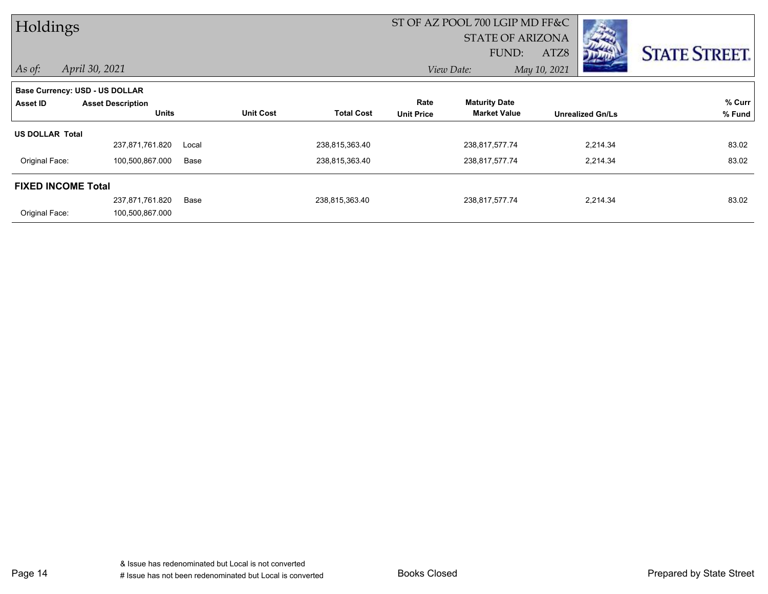# Holdings

ST OF AZ POOL 700 LGIP MD FF&C
STATE OF ARIZONA
FUND: ATZ8

*As of:* *April 30, 2021*

*View Date:* *May 10, 2021*

STATE STREET.

**Base Currency: USD - US DOLLAR**

| Asset ID | Asset Description / Units | | Unit Cost | Total Cost | Rate / Unit Price | Maturity Date / Market Value | Unrealized Gn/Ls | % Curr / % Fund |
|---|---|---|---|---|---|---|---|---|
| **US DOLLAR Total** | | | | | | | | |
| | 237,871,761.820 | Local | | 238,815,363.40 | | 238,817,577.74 | 2,214.34 | 83.02 |
| Original Face: | 100,500,867.000 | Base | | 238,815,363.40 | | 238,817,577.74 | 2,214.34 | 83.02 |
| **FIXED INCOME Total** | | | | | | | | |
| | 237,871,761.820 | Base | | 238,815,363.40 | | 238,817,577.74 | 2,214.34 | 83.02 |
| Original Face: | 100,500,867.000 | | | | | | | |

& Issue has redenominated but Local is not converted
# Issue has not been redenominated but Local is converted

Books Closed

Prepared by State Street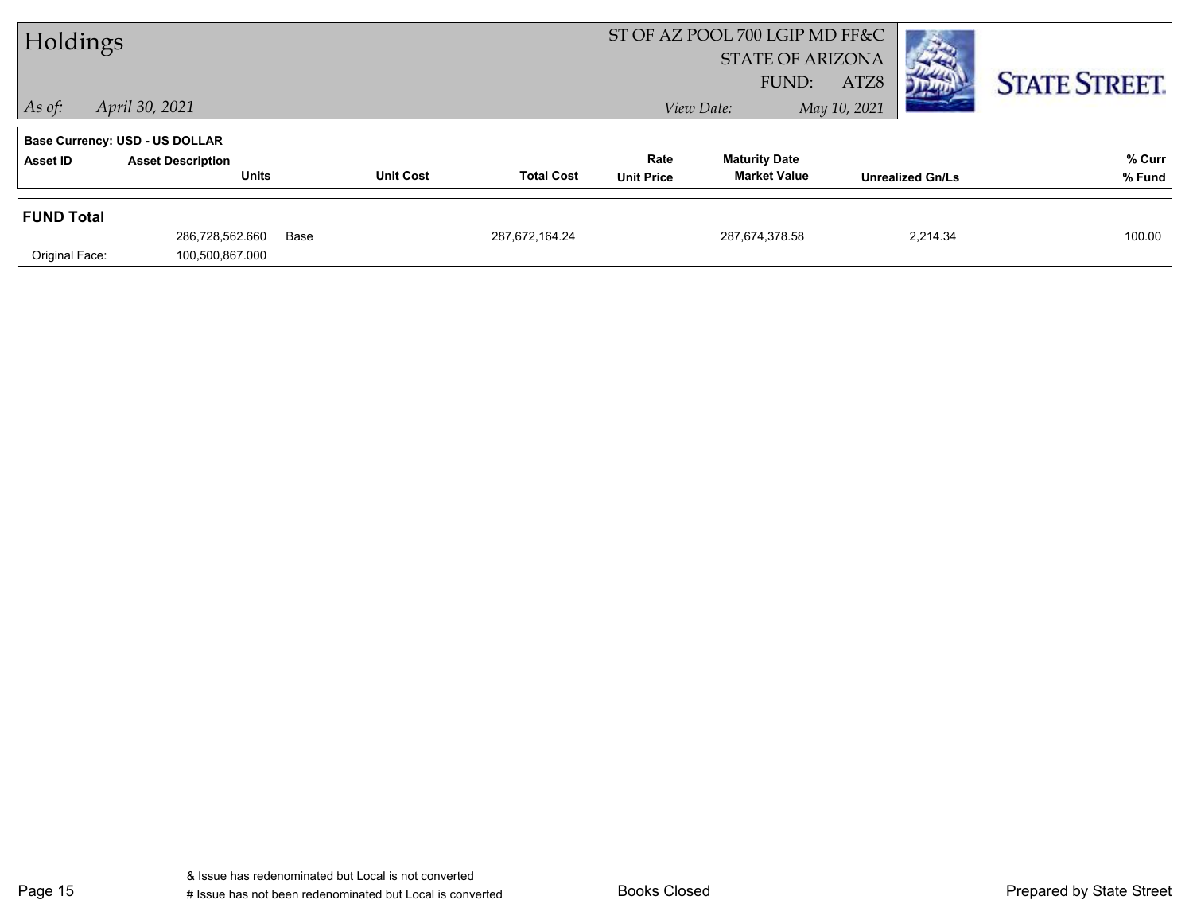# Holdings

ST OF AZ POOL 700 LGIP MD FF&C
STATE OF ARIZONA
FUND: ATZ8

*As of:* *April 30, 2021*

*View Date:* *May 10, 2021*

STATE STREET.

**Base Currency: USD - US DOLLAR**

| Asset ID | Asset Description / Units | Unit Cost | Total Cost | Rate / Unit Price | Maturity Date / Market Value | Unrealized Gn/Ls | % Curr / % Fund |
|---|---|---|---|---|---|---|---|
| **FUND Total** | | | | | | | |
| | 286,728,562.660 | Base | 287,672,164.24 | | 287,674,378.58 | 2,214.34 | 100.00 |
| Original Face: | 100,500,867.000 | | | | | | |

& Issue has redenominated but Local is not converted
# Issue has not been redenominated but Local is converted

Books Closed

Prepared by State Street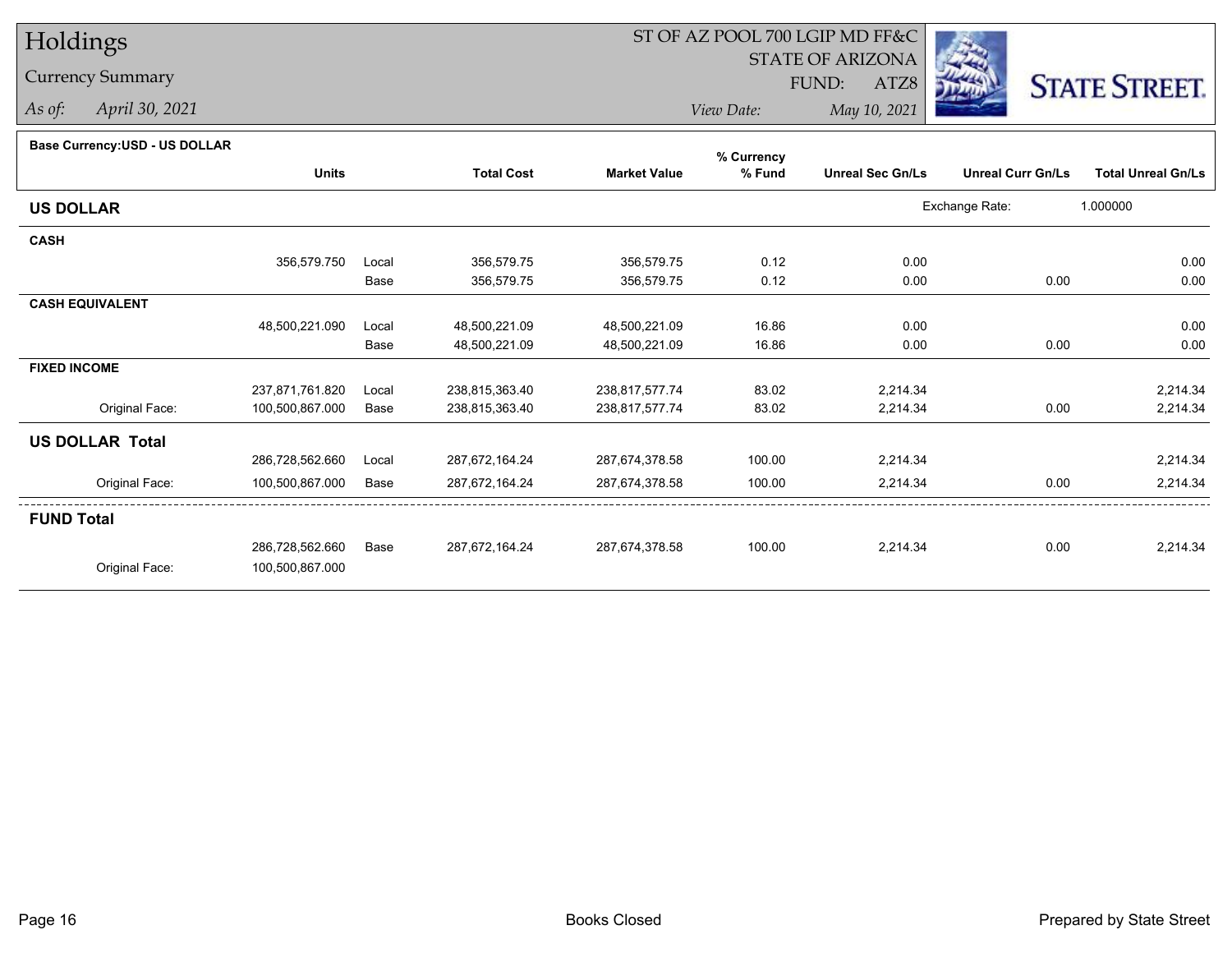# Holdings

## Currency Summary

*As of:* April 30, 2021

ST OF AZ POOL 700 LGIP MD FF&C
STATE OF ARIZONA
FUND: ATZ8

*View Date:* May 10, 2021

**Base Currency:USD - US DOLLAR**

| | Units | | Total Cost | Market Value | % Currency % Fund | Unreal Sec Gn/Ls | Unreal Curr Gn/Ls | Total Unreal Gn/Ls |
|---|---|---|---|---|---|---|---|---|
| **US DOLLAR** | | | | | | | Exchange Rate: | 1.000000 |
| **CASH** | | | | | | | | |
| | 356,579.750 | Local | 356,579.75 | 356,579.75 | 0.12 | 0.00 | | 0.00 |
| | | Base | 356,579.75 | 356,579.75 | 0.12 | 0.00 | 0.00 | 0.00 |
| **CASH EQUIVALENT** | | | | | | | | |
| | 48,500,221.090 | Local | 48,500,221.09 | 48,500,221.09 | 16.86 | 0.00 | | 0.00 |
| | | Base | 48,500,221.09 | 48,500,221.09 | 16.86 | 0.00 | 0.00 | 0.00 |
| **FIXED INCOME** | | | | | | | | |
| | 237,871,761.820 | Local | 238,815,363.40 | 238,817,577.74 | 83.02 | 2,214.34 | | 2,214.34 |
| Original Face: | 100,500,867.000 | Base | 238,815,363.40 | 238,817,577.74 | 83.02 | 2,214.34 | 0.00 | 2,214.34 |
| **US DOLLAR Total** | | | | | | | | |
| | 286,728,562.660 | Local | 287,672,164.24 | 287,674,378.58 | 100.00 | 2,214.34 | | 2,214.34 |
| Original Face: | 100,500,867.000 | Base | 287,672,164.24 | 287,674,378.58 | 100.00 | 2,214.34 | 0.00 | 2,214.34 |
| **FUND Total** | | | | | | | | |
| | 286,728,562.660 | Base | 287,672,164.24 | 287,674,378.58 | 100.00 | 2,214.34 | 0.00 | 2,214.34 |
| Original Face: | 100,500,867.000 | | | | | | | |

Books Closed

Prepared by State Street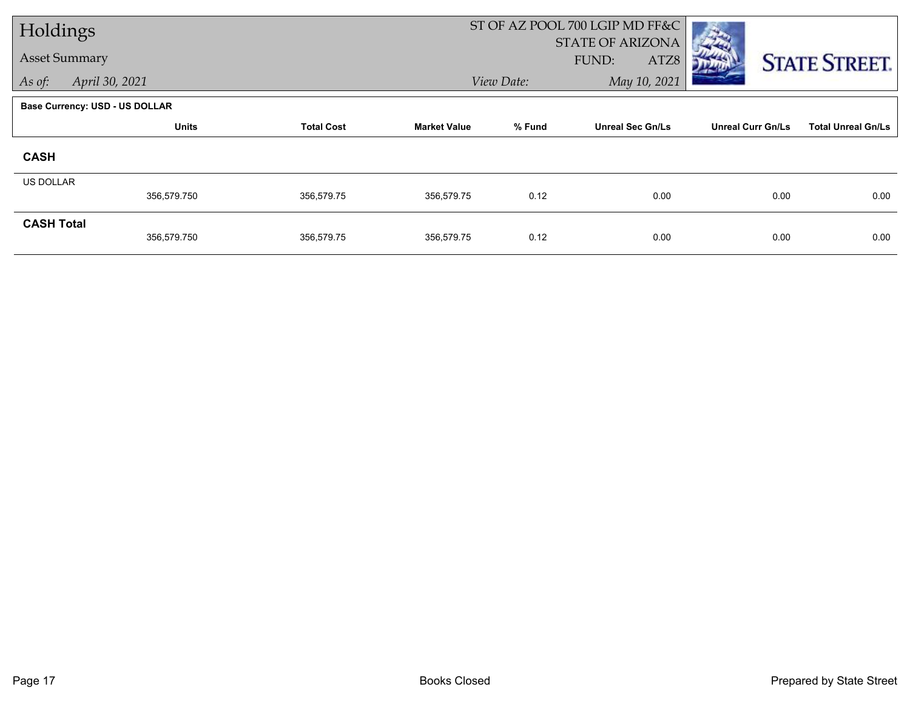# Holdings

## Asset Summary

*As of:* April 30, 2021

ST OF AZ POOL 700 LGIP MD FF&C
STATE OF ARIZONA
FUND: ATZ8
*View Date:* May 10, 2021

**Base Currency: USD - US DOLLAR**

| | Units | Total Cost | Market Value | % Fund | Unreal Sec Gn/Ls | Unreal Curr Gn/Ls | Total Unreal Gn/Ls |
|---|---|---|---|---|---|---|---|
| **CASH** | | | | | | | |
| US DOLLAR | 356,579.750 | 356,579.75 | 356,579.75 | 0.12 | 0.00 | 0.00 | 0.00 |
| **CASH Total** | 356,579.750 | 356,579.75 | 356,579.75 | 0.12 | 0.00 | 0.00 | 0.00 |

Books Closed

Prepared by State Street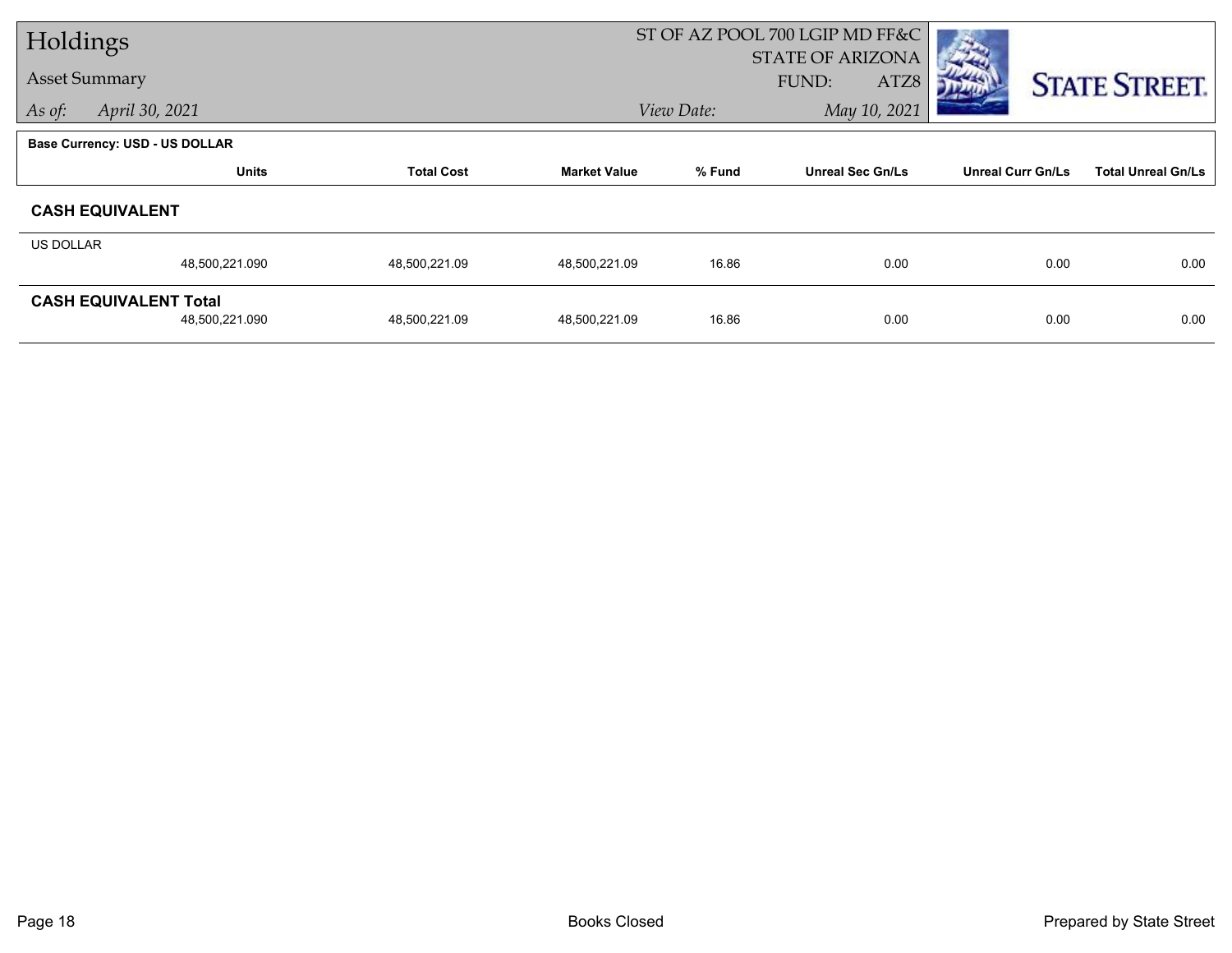# Holdings

Asset Summary

*As of:* *April 30, 2021*

ST OF AZ POOL 700 LGIP MD FF&C
STATE OF ARIZONA
FUND: ATZ8

*View Date:* *May 10, 2021*

STATE STREET.

**Base Currency: USD - US DOLLAR**

| | Units | Total Cost | Market Value | % Fund | Unreal Sec Gn/Ls | Unreal Curr Gn/Ls | Total Unreal Gn/Ls |
|---|---|---|---|---|---|---|---|
| **CASH EQUIVALENT** | | | | | | | |
| US DOLLAR | 48,500,221.090 | 48,500,221.09 | 48,500,221.09 | 16.86 | 0.00 | 0.00 | 0.00 |
| **CASH EQUIVALENT Total** | 48,500,221.090 | 48,500,221.09 | 48,500,221.09 | 16.86 | 0.00 | 0.00 | 0.00 |

Books Closed

Prepared by State Street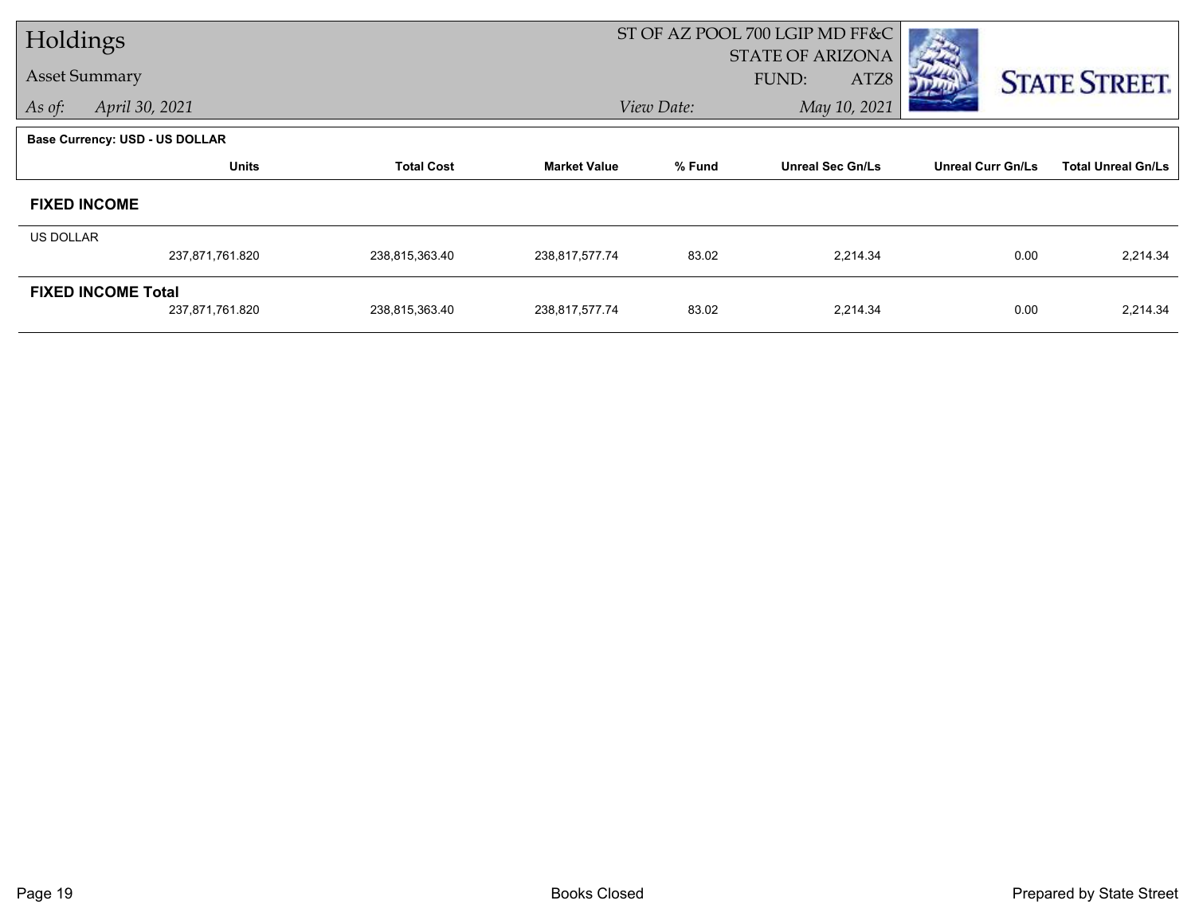# Holdings

## Asset Summary

*As of:* *April 30, 2021*

ST OF AZ POOL 700 LGIP MD FF&C
STATE OF ARIZONA
FUND: ATZ8
*View Date:* *May 10, 2021*

STATE STREET.

**Base Currency: USD - US DOLLAR**

| | Units | Total Cost | Market Value | % Fund | Unreal Sec Gn/Ls | Unreal Curr Gn/Ls | Total Unreal Gn/Ls |
|---|---|---|---|---|---|---|---|
| **FIXED INCOME** | | | | | | | |
| US DOLLAR | 237,871,761.820 | 238,815,363.40 | 238,817,577.74 | 83.02 | 2,214.34 | 0.00 | 2,214.34 |
| **FIXED INCOME Total** | 237,871,761.820 | 238,815,363.40 | 238,817,577.74 | 83.02 | 2,214.34 | 0.00 | 2,214.34 |

Books Closed

Prepared by State Street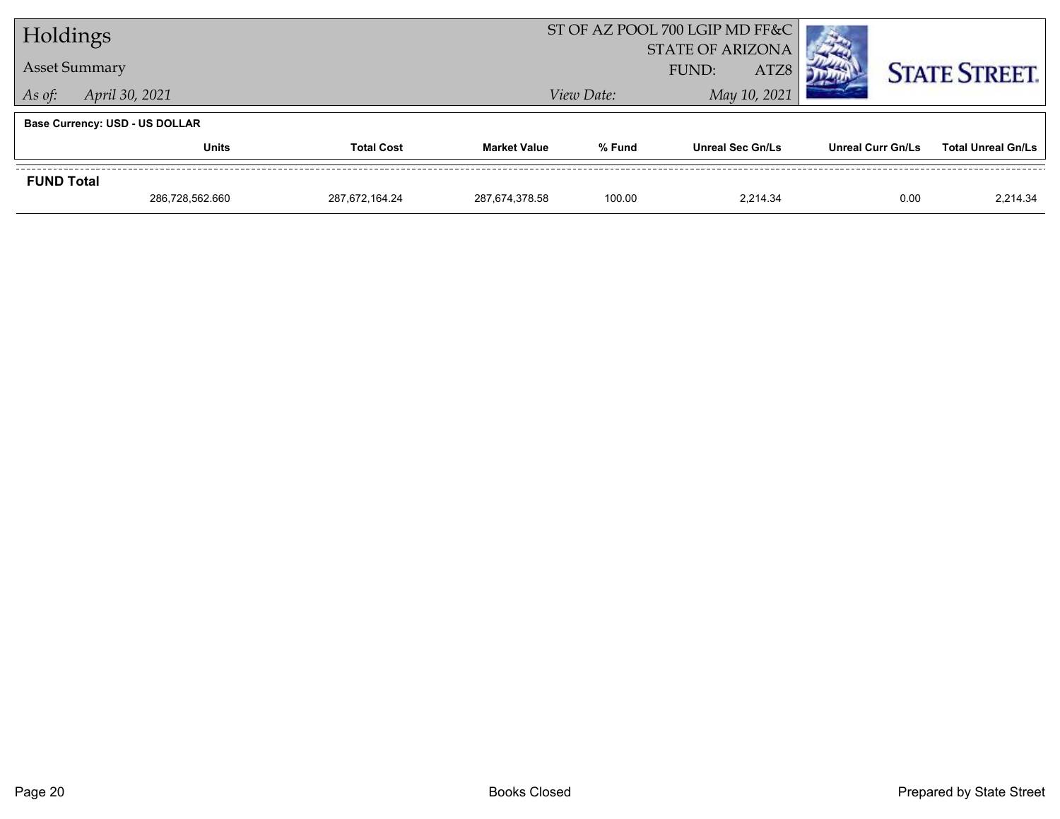# Holdings

## Asset Summary

*As of:* *April 30, 2021*

ST OF AZ POOL 700 LGIP MD FF&C
STATE OF ARIZONA
FUND: ATZ8
*View Date:* *May 10, 2021*

STATE STREET.

**Base Currency: USD - US DOLLAR**

| | Units | Total Cost | Market Value | % Fund | Unreal Sec Gn/Ls | Unreal Curr Gn/Ls | Total Unreal Gn/Ls |
|---|---|---|---|---|---|---|---|
| **FUND Total** | | | | | | | |
| | 286,728,562.660 | 287,672,164.24 | 287,674,378.58 | 100.00 | 2,214.34 | 0.00 | 2,214.34 |

Books Closed

Prepared by State Street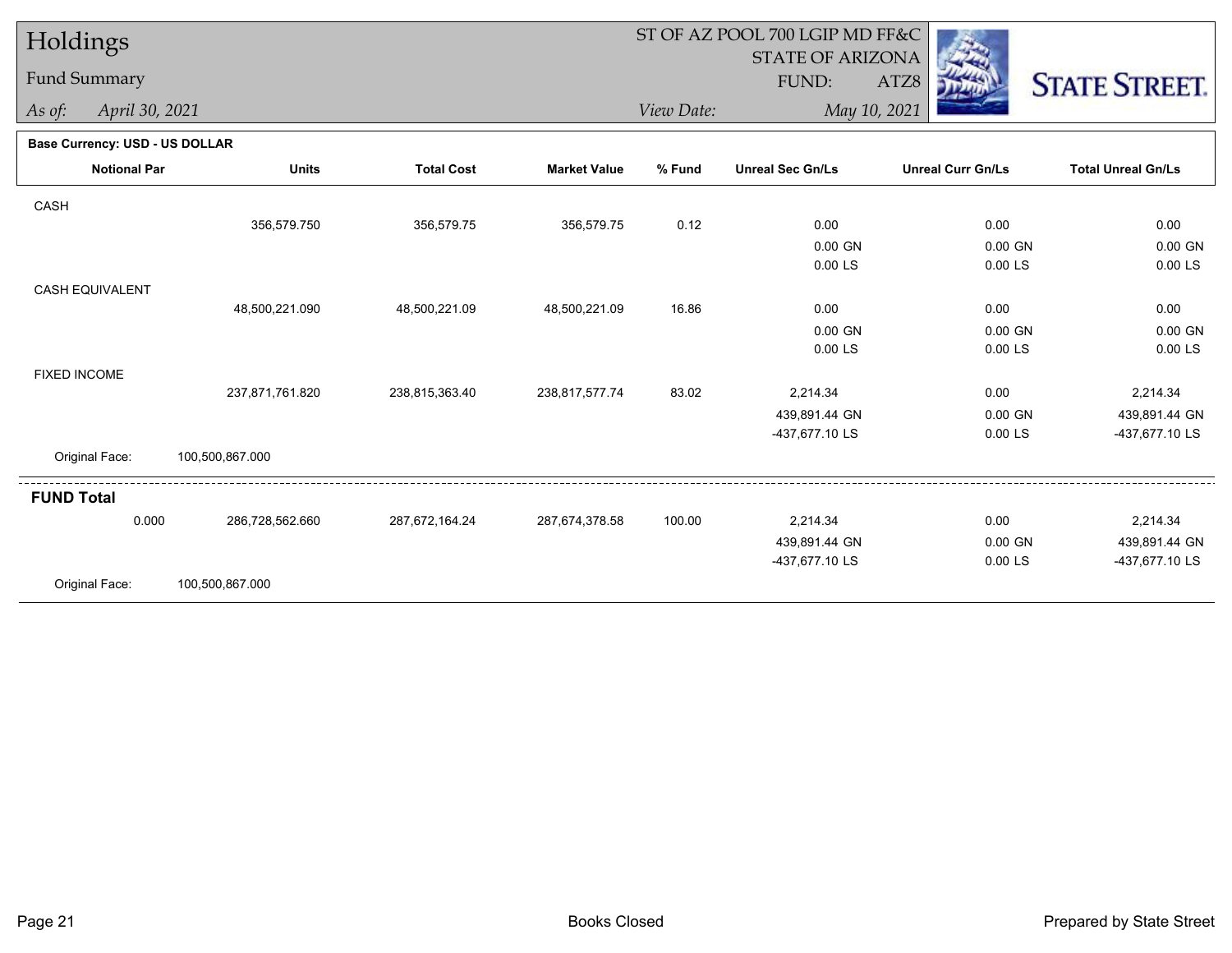# Holdings

Fund Summary

*As of:* *April 30, 2021*

ST OF AZ POOL 700 LGIP MD FF&C
STATE OF ARIZONA
FUND: ATZ8

*View Date:* *May 10, 2021*

STATE STREET.

**Base Currency: USD - US DOLLAR**

| Notional Par | Units | Total Cost | Market Value | % Fund | Unreal Sec Gn/Ls | Unreal Curr Gn/Ls | Total Unreal Gn/Ls |
|---|---|---|---|---|---|---|---|
| CASH | | | | | | | |
| | 356,579.750 | 356,579.75 | 356,579.75 | 0.12 | 0.00 | 0.00 | 0.00 |
| | | | | | 0.00 GN | 0.00 GN | 0.00 GN |
| | | | | | 0.00 LS | 0.00 LS | 0.00 LS |
| CASH EQUIVALENT | | | | | | | |
| | 48,500,221.090 | 48,500,221.09 | 48,500,221.09 | 16.86 | 0.00 | 0.00 | 0.00 |
| | | | | | 0.00 GN | 0.00 GN | 0.00 GN |
| | | | | | 0.00 LS | 0.00 LS | 0.00 LS |
| FIXED INCOME | | | | | | | |
| | 237,871,761.820 | 238,815,363.40 | 238,817,577.74 | 83.02 | 2,214.34 | 0.00 | 2,214.34 |
| | | | | | 439,891.44 GN | 0.00 GN | 439,891.44 GN |
| | | | | | -437,677.10 LS | 0.00 LS | -437,677.10 LS |
| Original Face: 100,500,867.000 | | | | | | | |
| **FUND Total** | | | | | | | |
| 0.000 | 286,728,562.660 | 287,672,164.24 | 287,674,378.58 | 100.00 | 2,214.34 | 0.00 | 2,214.34 |
| | | | | | 439,891.44 GN | 0.00 GN | 439,891.44 GN |
| | | | | | -437,677.10 LS | 0.00 LS | -437,677.10 LS |
| Original Face: 100,500,867.000 | | | | | | | |

Books Closed

Prepared by State Street